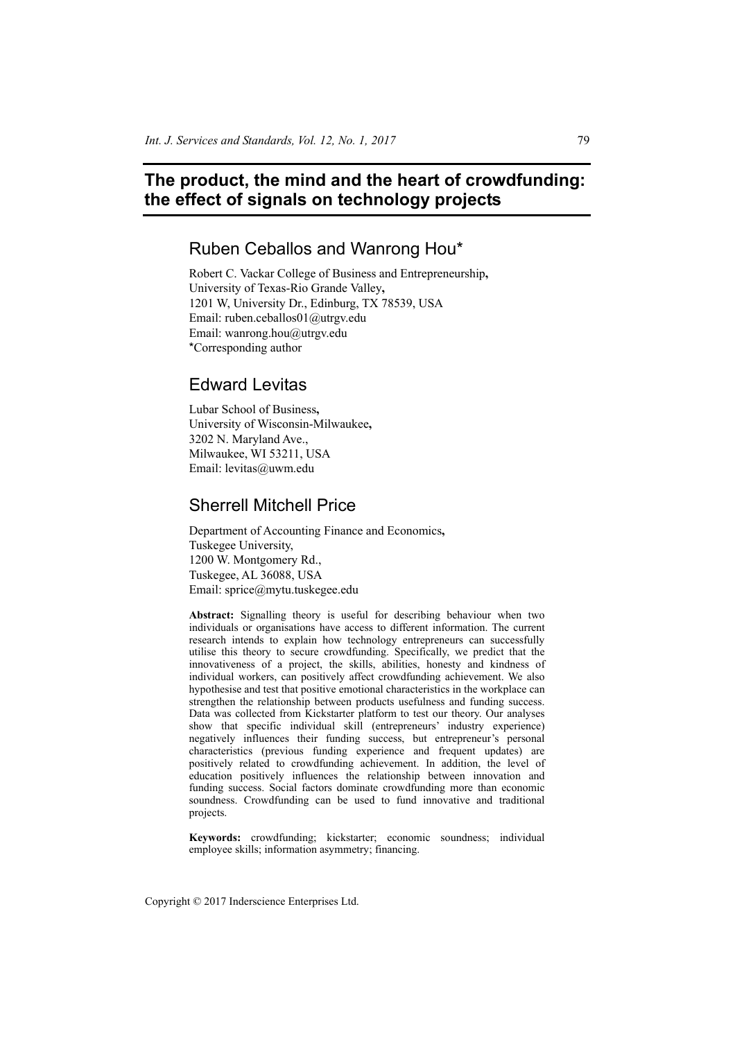# The product, the mind and the heart of crowdfunding: the effect of signals on technology projects

## Ruben Ceballos and Wanrong Hou*

Robert C. Vackar College of Business and Entrepreneurship,
University of Texas-Rio Grande Valley,
1201 W, University Dr., Edinburg, TX 78539, USA
Email: ruben.ceballos01@utrgv.edu
Email: wanrong.hou@utrgv.edu
*Corresponding author

## Edward Levitas

Lubar School of Business,
University of Wisconsin-Milwaukee,
3202 N. Maryland Ave.,
Milwaukee, WI 53211, USA
Email: levitas@uwm.edu

## Sherrell Mitchell Price

Department of Accounting Finance and Economics,
Tuskegee University,
1200 W. Montgomery Rd.,
Tuskegee, AL 36088, USA
Email: sprice@mytu.tuskegee.edu

**Abstract:** Signalling theory is useful for describing behaviour when two individuals or organisations have access to different information. The current research intends to explain how technology entrepreneurs can successfully utilise this theory to secure crowdfunding. Specifically, we predict that the innovativeness of a project, the skills, abilities, honesty and kindness of individual workers, can positively affect crowdfunding achievement. We also hypothesise and test that positive emotional characteristics in the workplace can strengthen the relationship between products usefulness and funding success. Data was collected from Kickstarter platform to test our theory. Our analyses show that specific individual skill (entrepreneurs' industry experience) negatively influences their funding success, but entrepreneur's personal characteristics (previous funding experience and frequent updates) are positively related to crowdfunding achievement. In addition, the level of education positively influences the relationship between innovation and funding success. Social factors dominate crowdfunding more than economic soundness. Crowdfunding can be used to fund innovative and traditional projects.

**Keywords:** crowdfunding; kickstarter; economic soundness; individual employee skills; information asymmetry; financing.

Copyright © 2017 Inderscience Enterprises Ltd.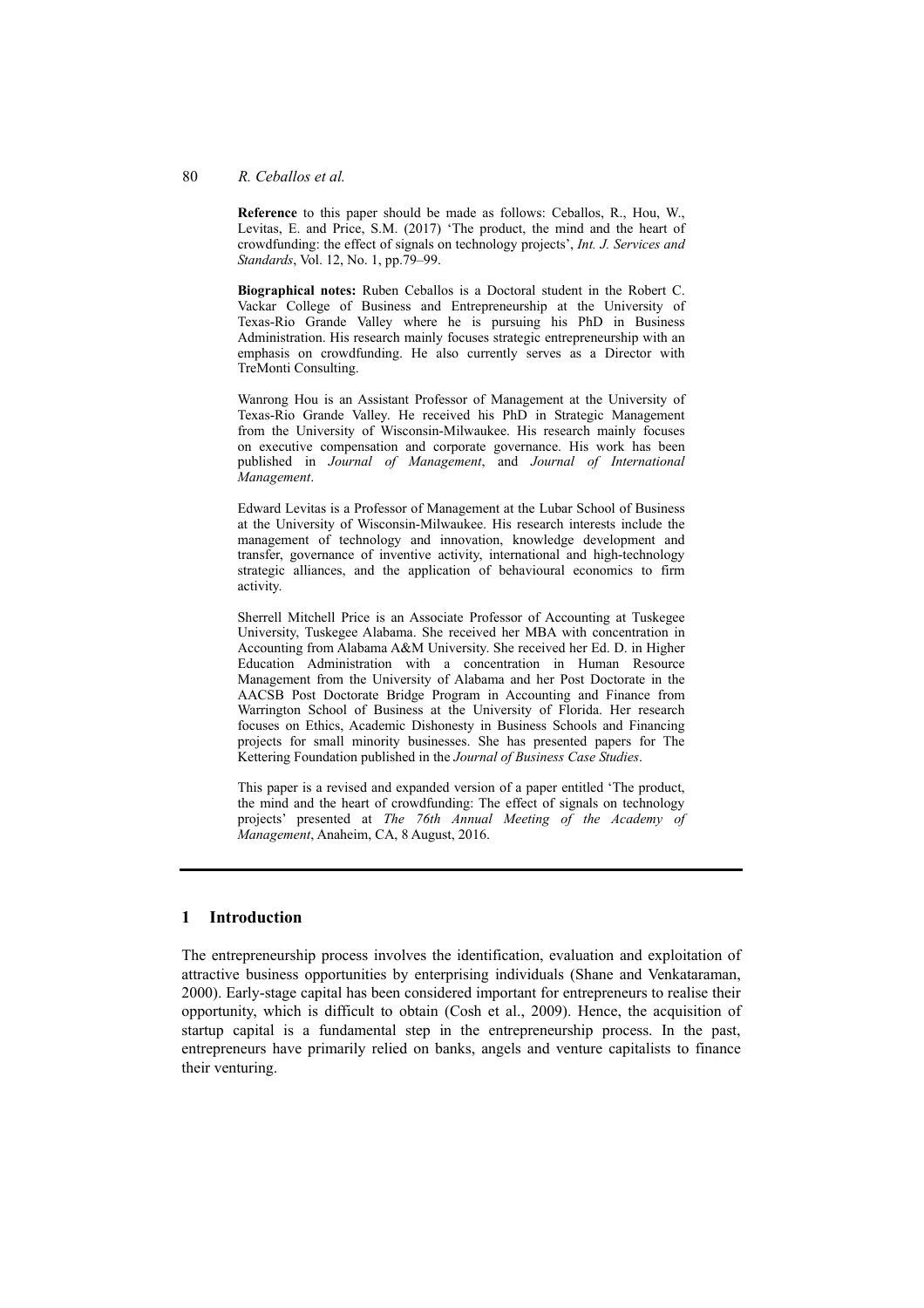**Reference** to this paper should be made as follows: Ceballos, R., Hou, W., Levitas, E. and Price, S.M. (2017) 'The product, the mind and the heart of crowdfunding: the effect of signals on technology projects', *Int. J. Services and Standards*, Vol. 12, No. 1, pp.79–99.

**Biographical notes:** Ruben Ceballos is a Doctoral student in the Robert C. Vackar College of Business and Entrepreneurship at the University of Texas-Rio Grande Valley where he is pursuing his PhD in Business Administration. His research mainly focuses strategic entrepreneurship with an emphasis on crowdfunding. He also currently serves as a Director with TreMonti Consulting.

Wanrong Hou is an Assistant Professor of Management at the University of Texas-Rio Grande Valley. He received his PhD in Strategic Management from the University of Wisconsin-Milwaukee. His research mainly focuses on executive compensation and corporate governance. His work has been published in *Journal of Management*, and *Journal of International Management*.

Edward Levitas is a Professor of Management at the Lubar School of Business at the University of Wisconsin-Milwaukee. His research interests include the management of technology and innovation, knowledge development and transfer, governance of inventive activity, international and high-technology strategic alliances, and the application of behavioural economics to firm activity.

Sherrell Mitchell Price is an Associate Professor of Accounting at Tuskegee University, Tuskegee Alabama. She received her MBA with concentration in Accounting from Alabama A&M University. She received her Ed. D. in Higher Education Administration with a concentration in Human Resource Management from the University of Alabama and her Post Doctorate in the AACSB Post Doctorate Bridge Program in Accounting and Finance from Warrington School of Business at the University of Florida. Her research focuses on Ethics, Academic Dishonesty in Business Schools and Financing projects for small minority businesses. She has presented papers for The Kettering Foundation published in the *Journal of Business Case Studies*.

This paper is a revised and expanded version of a paper entitled 'The product, the mind and the heart of crowdfunding: The effect of signals on technology projects' presented at *The 76th Annual Meeting of the Academy of Management*, Anaheim, CA, 8 August, 2016.

## 1 Introduction

The entrepreneurship process involves the identification, evaluation and exploitation of attractive business opportunities by enterprising individuals (Shane and Venkataraman, 2000). Early-stage capital has been considered important for entrepreneurs to realise their opportunity, which is difficult to obtain (Cosh et al., 2009). Hence, the acquisition of startup capital is a fundamental step in the entrepreneurship process. In the past, entrepreneurs have primarily relied on banks, angels and venture capitalists to finance their venturing.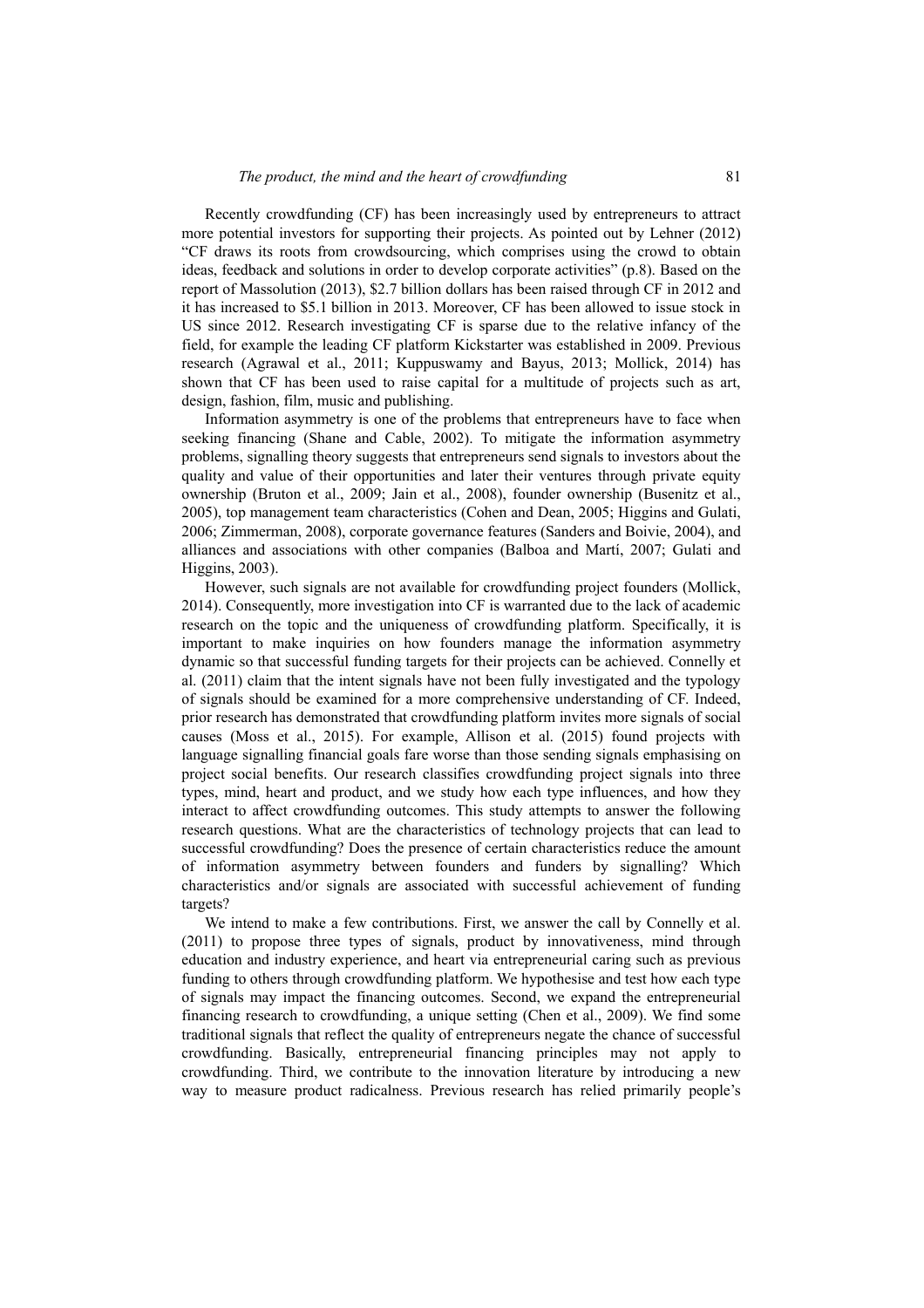Recently crowdfunding (CF) has been increasingly used by entrepreneurs to attract more potential investors for supporting their projects. As pointed out by Lehner (2012) "CF draws its roots from crowdsourcing, which comprises using the crowd to obtain ideas, feedback and solutions in order to develop corporate activities" (p.8). Based on the report of Massolution (2013), $2.7 billion dollars has been raised through CF in 2012 and it has increased to $5.1 billion in 2013. Moreover, CF has been allowed to issue stock in US since 2012. Research investigating CF is sparse due to the relative infancy of the field, for example the leading CF platform Kickstarter was established in 2009. Previous research (Agrawal et al., 2011; Kuppuswamy and Bayus, 2013; Mollick, 2014) has shown that CF has been used to raise capital for a multitude of projects such as art, design, fashion, film, music and publishing.

Information asymmetry is one of the problems that entrepreneurs have to face when seeking financing (Shane and Cable, 2002). To mitigate the information asymmetry problems, signalling theory suggests that entrepreneurs send signals to investors about the quality and value of their opportunities and later their ventures through private equity ownership (Bruton et al., 2009; Jain et al., 2008), founder ownership (Busenitz et al., 2005), top management team characteristics (Cohen and Dean, 2005; Higgins and Gulati, 2006; Zimmerman, 2008), corporate governance features (Sanders and Boivie, 2004), and alliances and associations with other companies (Balboa and Martí, 2007; Gulati and Higgins, 2003).

However, such signals are not available for crowdfunding project founders (Mollick, 2014). Consequently, more investigation into CF is warranted due to the lack of academic research on the topic and the uniqueness of crowdfunding platform. Specifically, it is important to make inquiries on how founders manage the information asymmetry dynamic so that successful funding targets for their projects can be achieved. Connelly et al. (2011) claim that the intent signals have not been fully investigated and the typology of signals should be examined for a more comprehensive understanding of CF. Indeed, prior research has demonstrated that crowdfunding platform invites more signals of social causes (Moss et al., 2015). For example, Allison et al. (2015) found projects with language signalling financial goals fare worse than those sending signals emphasising on project social benefits. Our research classifies crowdfunding project signals into three types, mind, heart and product, and we study how each type influences, and how they interact to affect crowdfunding outcomes. This study attempts to answer the following research questions. What are the characteristics of technology projects that can lead to successful crowdfunding? Does the presence of certain characteristics reduce the amount of information asymmetry between founders and funders by signalling? Which characteristics and/or signals are associated with successful achievement of funding targets?

We intend to make a few contributions. First, we answer the call by Connelly et al. (2011) to propose three types of signals, product by innovativeness, mind through education and industry experience, and heart via entrepreneurial caring such as previous funding to others through crowdfunding platform. We hypothesise and test how each type of signals may impact the financing outcomes. Second, we expand the entrepreneurial financing research to crowdfunding, a unique setting (Chen et al., 2009). We find some traditional signals that reflect the quality of entrepreneurs negate the chance of successful crowdfunding. Basically, entrepreneurial financing principles may not apply to crowdfunding. Third, we contribute to the innovation literature by introducing a new way to measure product radicalness. Previous research has relied primarily people's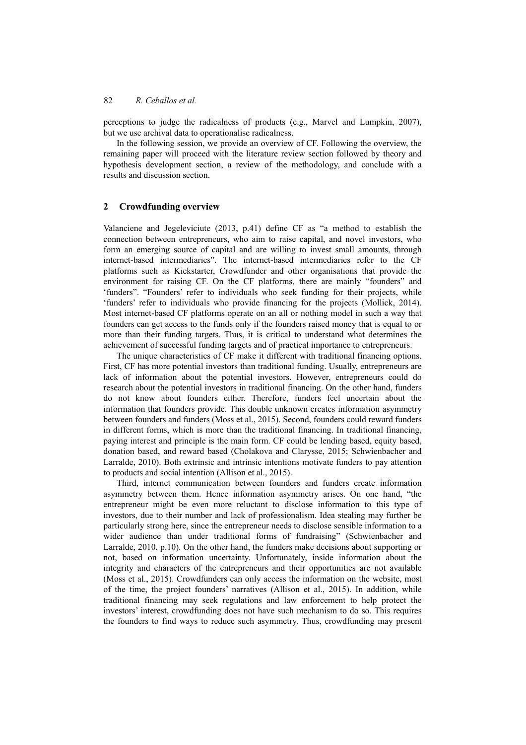perceptions to judge the radicalness of products (e.g., Marvel and Lumpkin, 2007), but we use archival data to operationalise radicalness.

In the following session, we provide an overview of CF. Following the overview, the remaining paper will proceed with the literature review section followed by theory and hypothesis development section, a review of the methodology, and conclude with a results and discussion section.

## 2 Crowdfunding overview

Valanciene and Jegeleviciute (2013, p.41) define CF as "a method to establish the connection between entrepreneurs, who aim to raise capital, and novel investors, who form an emerging source of capital and are willing to invest small amounts, through internet-based intermediaries". The internet-based intermediaries refer to the CF platforms such as Kickstarter, Crowdfunder and other organisations that provide the environment for raising CF. On the CF platforms, there are mainly "founders" and 'funders". "Founders' refer to individuals who seek funding for their projects, while 'funders' refer to individuals who provide financing for the projects (Mollick, 2014). Most internet-based CF platforms operate on an all or nothing model in such a way that founders can get access to the funds only if the founders raised money that is equal to or more than their funding targets. Thus, it is critical to understand what determines the achievement of successful funding targets and of practical importance to entrepreneurs.

The unique characteristics of CF make it different with traditional financing options. First, CF has more potential investors than traditional funding. Usually, entrepreneurs are lack of information about the potential investors. However, entrepreneurs could do research about the potential investors in traditional financing. On the other hand, funders do not know about founders either. Therefore, funders feel uncertain about the information that founders provide. This double unknown creates information asymmetry between founders and funders (Moss et al., 2015). Second, founders could reward funders in different forms, which is more than the traditional financing. In traditional financing, paying interest and principle is the main form. CF could be lending based, equity based, donation based, and reward based (Cholakova and Clarysse, 2015; Schwienbacher and Larralde, 2010). Both extrinsic and intrinsic intentions motivate funders to pay attention to products and social intention (Allison et al., 2015).

Third, internet communication between founders and funders create information asymmetry between them. Hence information asymmetry arises. On one hand, "the entrepreneur might be even more reluctant to disclose information to this type of investors, due to their number and lack of professionalism. Idea stealing may further be particularly strong here, since the entrepreneur needs to disclose sensible information to a wider audience than under traditional forms of fundraising" (Schwienbacher and Larralde, 2010, p.10). On the other hand, the funders make decisions about supporting or not, based on information uncertainty. Unfortunately, inside information about the integrity and characters of the entrepreneurs and their opportunities are not available (Moss et al., 2015). Crowdfunders can only access the information on the website, most of the time, the project founders' narratives (Allison et al., 2015). In addition, while traditional financing may seek regulations and law enforcement to help protect the investors' interest, crowdfunding does not have such mechanism to do so. This requires the founders to find ways to reduce such asymmetry. Thus, crowdfunding may present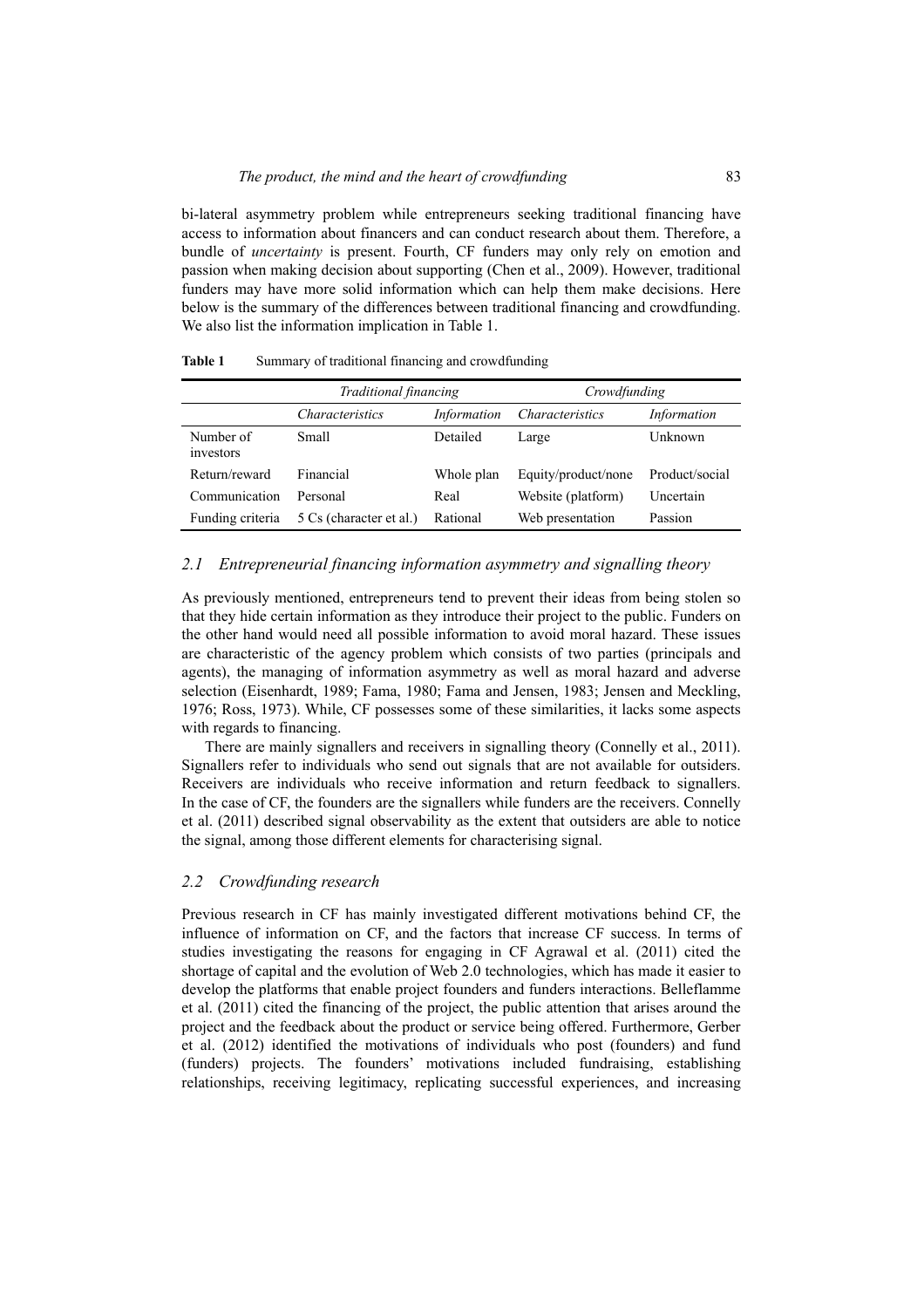bi-lateral asymmetry problem while entrepreneurs seeking traditional financing have access to information about financers and can conduct research about them. Therefore, a bundle of *uncertainty* is present. Fourth, CF funders may only rely on emotion and passion when making decision about supporting (Chen et al., 2009). However, traditional funders may have more solid information which can help them make decisions. Here below is the summary of the differences between traditional financing and crowdfunding. We also list the information implication in Table 1.

**Table 1** Summary of traditional financing and crowdfunding

| | *Traditional financing* | | *Crowdfunding* | |
|---|---|---|---|---|
| | *Characteristics* | *Information* | *Characteristics* | *Information* |
| Number of investors | Small | Detailed | Large | Unknown |
| Return/reward | Financial | Whole plan | Equity/product/none | Product/social |
| Communication | Personal | Real | Website (platform) | Uncertain |
| Funding criteria | 5 Cs (character et al.) | Rational | Web presentation | Passion |

### *2.1 Entrepreneurial financing information asymmetry and signalling theory*

As previously mentioned, entrepreneurs tend to prevent their ideas from being stolen so that they hide certain information as they introduce their project to the public. Funders on the other hand would need all possible information to avoid moral hazard. These issues are characteristic of the agency problem which consists of two parties (principals and agents), the managing of information asymmetry as well as moral hazard and adverse selection (Eisenhardt, 1989; Fama, 1980; Fama and Jensen, 1983; Jensen and Meckling, 1976; Ross, 1973). While, CF possesses some of these similarities, it lacks some aspects with regards to financing.

There are mainly signallers and receivers in signalling theory (Connelly et al., 2011). Signallers refer to individuals who send out signals that are not available for outsiders. Receivers are individuals who receive information and return feedback to signallers. In the case of CF, the founders are the signallers while funders are the receivers. Connelly et al. (2011) described signal observability as the extent that outsiders are able to notice the signal, among those different elements for characterising signal.

### *2.2 Crowdfunding research*

Previous research in CF has mainly investigated different motivations behind CF, the influence of information on CF, and the factors that increase CF success. In terms of studies investigating the reasons for engaging in CF Agrawal et al. (2011) cited the shortage of capital and the evolution of Web 2.0 technologies, which has made it easier to develop the platforms that enable project founders and funders interactions. Belleflamme et al. (2011) cited the financing of the project, the public attention that arises around the project and the feedback about the product or service being offered. Furthermore, Gerber et al. (2012) identified the motivations of individuals who post (founders) and fund (funders) projects. The founders' motivations included fundraising, establishing relationships, receiving legitimacy, replicating successful experiences, and increasing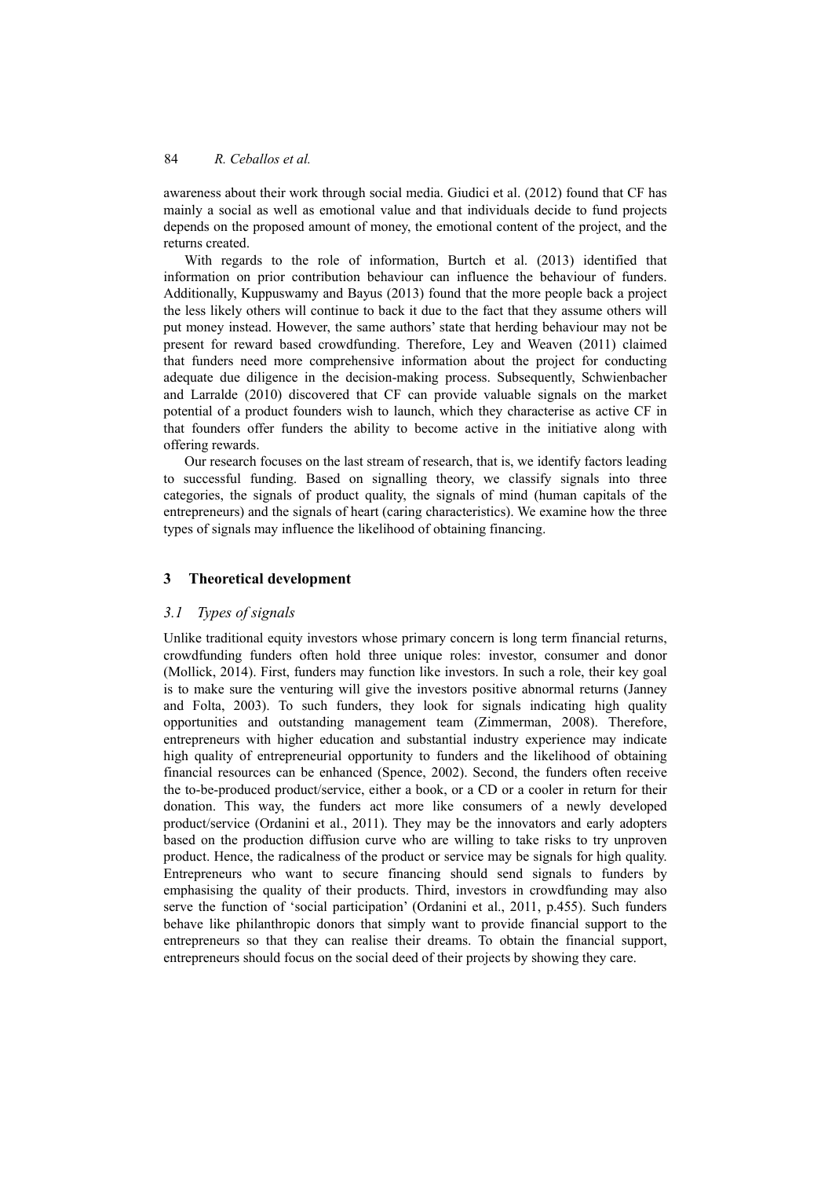awareness about their work through social media. Giudici et al. (2012) found that CF has mainly a social as well as emotional value and that individuals decide to fund projects depends on the proposed amount of money, the emotional content of the project, and the returns created.

With regards to the role of information, Burtch et al. (2013) identified that information on prior contribution behaviour can influence the behaviour of funders. Additionally, Kuppuswamy and Bayus (2013) found that the more people back a project the less likely others will continue to back it due to the fact that they assume others will put money instead. However, the same authors' state that herding behaviour may not be present for reward based crowdfunding. Therefore, Ley and Weaven (2011) claimed that funders need more comprehensive information about the project for conducting adequate due diligence in the decision-making process. Subsequently, Schwienbacher and Larralde (2010) discovered that CF can provide valuable signals on the market potential of a product founders wish to launch, which they characterise as active CF in that founders offer funders the ability to become active in the initiative along with offering rewards.

Our research focuses on the last stream of research, that is, we identify factors leading to successful funding. Based on signalling theory, we classify signals into three categories, the signals of product quality, the signals of mind (human capitals of the entrepreneurs) and the signals of heart (caring characteristics). We examine how the three types of signals may influence the likelihood of obtaining financing.

## 3 Theoretical development

### *3.1 Types of signals*

Unlike traditional equity investors whose primary concern is long term financial returns, crowdfunding funders often hold three unique roles: investor, consumer and donor (Mollick, 2014). First, funders may function like investors. In such a role, their key goal is to make sure the venturing will give the investors positive abnormal returns (Janney and Folta, 2003). To such funders, they look for signals indicating high quality opportunities and outstanding management team (Zimmerman, 2008). Therefore, entrepreneurs with higher education and substantial industry experience may indicate high quality of entrepreneurial opportunity to funders and the likelihood of obtaining financial resources can be enhanced (Spence, 2002). Second, the funders often receive the to-be-produced product/service, either a book, or a CD or a cooler in return for their donation. This way, the funders act more like consumers of a newly developed product/service (Ordanini et al., 2011). They may be the innovators and early adopters based on the production diffusion curve who are willing to take risks to try unproven product. Hence, the radicalness of the product or service may be signals for high quality. Entrepreneurs who want to secure financing should send signals to funders by emphasising the quality of their products. Third, investors in crowdfunding may also serve the function of 'social participation' (Ordanini et al., 2011, p.455). Such funders behave like philanthropic donors that simply want to provide financial support to the entrepreneurs so that they can realise their dreams. To obtain the financial support, entrepreneurs should focus on the social deed of their projects by showing they care.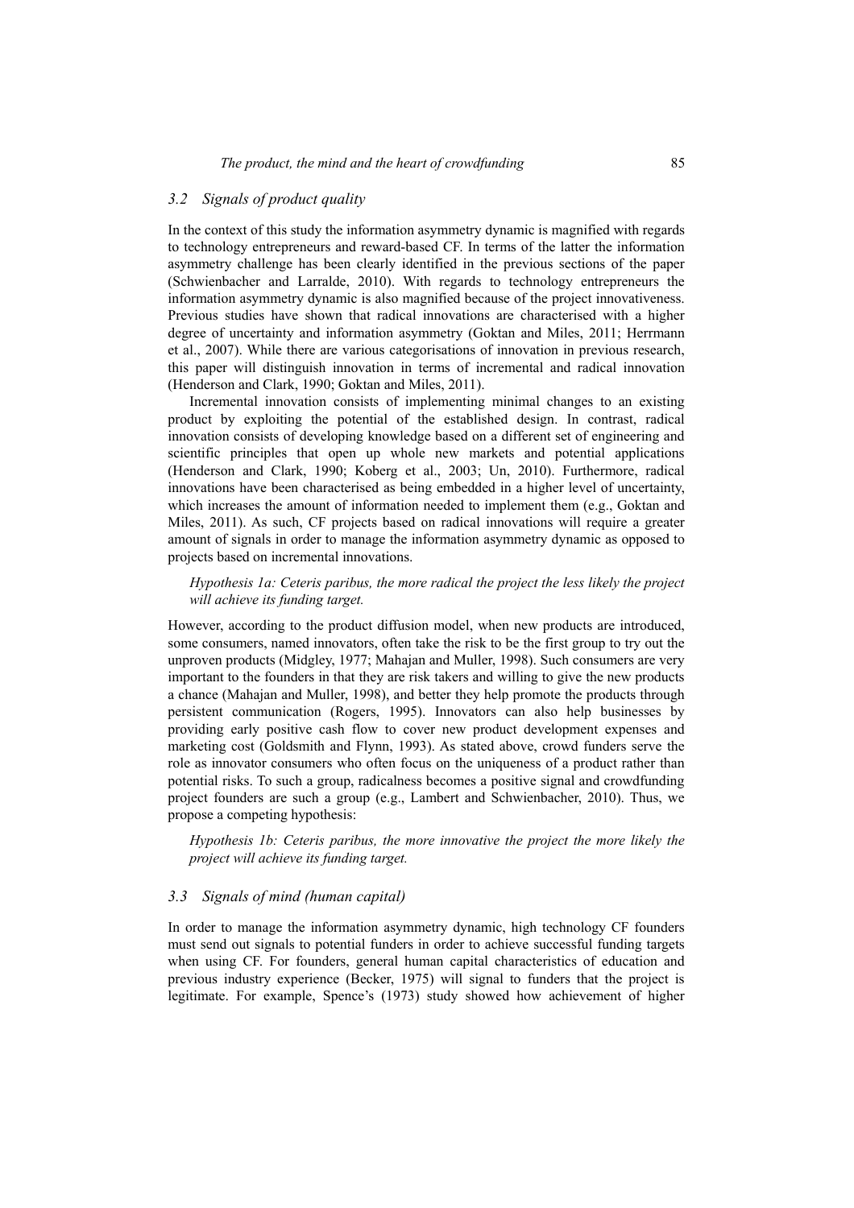### 3.2 Signals of product quality

In the context of this study the information asymmetry dynamic is magnified with regards to technology entrepreneurs and reward-based CF. In terms of the latter the information asymmetry challenge has been clearly identified in the previous sections of the paper (Schwienbacher and Larralde, 2010). With regards to technology entrepreneurs the information asymmetry dynamic is also magnified because of the project innovativeness. Previous studies have shown that radical innovations are characterised with a higher degree of uncertainty and information asymmetry (Goktan and Miles, 2011; Herrmann et al., 2007). While there are various categorisations of innovation in previous research, this paper will distinguish innovation in terms of incremental and radical innovation (Henderson and Clark, 1990; Goktan and Miles, 2011).

Incremental innovation consists of implementing minimal changes to an existing product by exploiting the potential of the established design. In contrast, radical innovation consists of developing knowledge based on a different set of engineering and scientific principles that open up whole new markets and potential applications (Henderson and Clark, 1990; Koberg et al., 2003; Un, 2010). Furthermore, radical innovations have been characterised as being embedded in a higher level of uncertainty, which increases the amount of information needed to implement them (e.g., Goktan and Miles, 2011). As such, CF projects based on radical innovations will require a greater amount of signals in order to manage the information asymmetry dynamic as opposed to projects based on incremental innovations.

*Hypothesis 1a: Ceteris paribus, the more radical the project the less likely the project will achieve its funding target.*

However, according to the product diffusion model, when new products are introduced, some consumers, named innovators, often take the risk to be the first group to try out the unproven products (Midgley, 1977; Mahajan and Muller, 1998). Such consumers are very important to the founders in that they are risk takers and willing to give the new products a chance (Mahajan and Muller, 1998), and better they help promote the products through persistent communication (Rogers, 1995). Innovators can also help businesses by providing early positive cash flow to cover new product development expenses and marketing cost (Goldsmith and Flynn, 1993). As stated above, crowd funders serve the role as innovator consumers who often focus on the uniqueness of a product rather than potential risks. To such a group, radicalness becomes a positive signal and crowdfunding project founders are such a group (e.g., Lambert and Schwienbacher, 2010). Thus, we propose a competing hypothesis:

*Hypothesis 1b: Ceteris paribus, the more innovative the project the more likely the project will achieve its funding target.*

### 3.3 Signals of mind (human capital)

In order to manage the information asymmetry dynamic, high technology CF founders must send out signals to potential funders in order to achieve successful funding targets when using CF. For founders, general human capital characteristics of education and previous industry experience (Becker, 1975) will signal to funders that the project is legitimate. For example, Spence's (1973) study showed how achievement of higher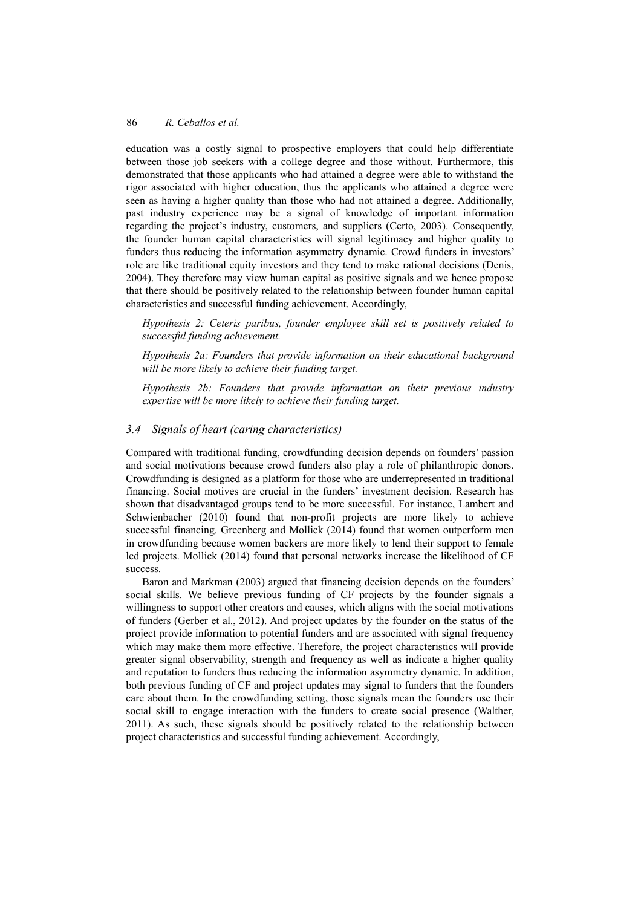education was a costly signal to prospective employers that could help differentiate between those job seekers with a college degree and those without. Furthermore, this demonstrated that those applicants who had attained a degree were able to withstand the rigor associated with higher education, thus the applicants who attained a degree were seen as having a higher quality than those who had not attained a degree. Additionally, past industry experience may be a signal of knowledge of important information regarding the project's industry, customers, and suppliers (Certo, 2003). Consequently, the founder human capital characteristics will signal legitimacy and higher quality to funders thus reducing the information asymmetry dynamic. Crowd funders in investors' role are like traditional equity investors and they tend to make rational decisions (Denis, 2004). They therefore may view human capital as positive signals and we hence propose that there should be positively related to the relationship between founder human capital characteristics and successful funding achievement. Accordingly,

> *Hypothesis 2: Ceteris paribus, founder employee skill set is positively related to successful funding achievement.*
>
> *Hypothesis 2a: Founders that provide information on their educational background will be more likely to achieve their funding target.*
>
> *Hypothesis 2b: Founders that provide information on their previous industry expertise will be more likely to achieve their funding target.*

### 3.4 Signals of heart (caring characteristics)

Compared with traditional funding, crowdfunding decision depends on founders' passion and social motivations because crowd funders also play a role of philanthropic donors. Crowdfunding is designed as a platform for those who are underrepresented in traditional financing. Social motives are crucial in the funders' investment decision. Research has shown that disadvantaged groups tend to be more successful. For instance, Lambert and Schwienbacher (2010) found that non-profit projects are more likely to achieve successful financing. Greenberg and Mollick (2014) found that women outperform men in crowdfunding because women backers are more likely to lend their support to female led projects. Mollick (2014) found that personal networks increase the likelihood of CF success.

Baron and Markman (2003) argued that financing decision depends on the founders' social skills. We believe previous funding of CF projects by the founder signals a willingness to support other creators and causes, which aligns with the social motivations of funders (Gerber et al., 2012). And project updates by the founder on the status of the project provide information to potential funders and are associated with signal frequency which may make them more effective. Therefore, the project characteristics will provide greater signal observability, strength and frequency as well as indicate a higher quality and reputation to funders thus reducing the information asymmetry dynamic. In addition, both previous funding of CF and project updates may signal to funders that the founders care about them. In the crowdfunding setting, those signals mean the founders use their social skill to engage interaction with the funders to create social presence (Walther, 2011). As such, these signals should be positively related to the relationship between project characteristics and successful funding achievement. Accordingly,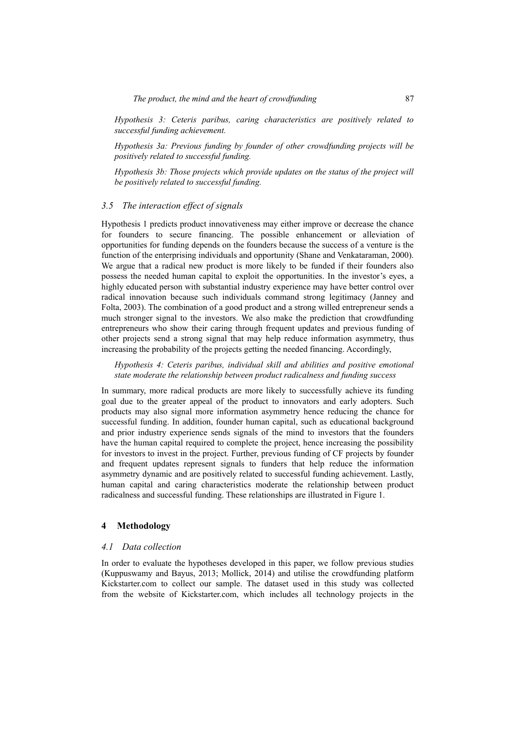*Hypothesis 3: Ceteris paribus, caring characteristics are positively related to successful funding achievement.*

*Hypothesis 3a: Previous funding by founder of other crowdfunding projects will be positively related to successful funding.*

*Hypothesis 3b: Those projects which provide updates on the status of the project will be positively related to successful funding.*

### 3.5 The interaction effect of signals

Hypothesis 1 predicts product innovativeness may either improve or decrease the chance for founders to secure financing. The possible enhancement or alleviation of opportunities for funding depends on the founders because the success of a venture is the function of the enterprising individuals and opportunity (Shane and Venkataraman, 2000). We argue that a radical new product is more likely to be funded if their founders also possess the needed human capital to exploit the opportunities. In the investor's eyes, a highly educated person with substantial industry experience may have better control over radical innovation because such individuals command strong legitimacy (Janney and Folta, 2003). The combination of a good product and a strong willed entrepreneur sends a much stronger signal to the investors. We also make the prediction that crowdfunding entrepreneurs who show their caring through frequent updates and previous funding of other projects send a strong signal that may help reduce information asymmetry, thus increasing the probability of the projects getting the needed financing. Accordingly,

*Hypothesis 4: Ceteris paribus, individual skill and abilities and positive emotional state moderate the relationship between product radicalness and funding success*

In summary, more radical products are more likely to successfully achieve its funding goal due to the greater appeal of the product to innovators and early adopters. Such products may also signal more information asymmetry hence reducing the chance for successful funding. In addition, founder human capital, such as educational background and prior industry experience sends signals of the mind to investors that the founders have the human capital required to complete the project, hence increasing the possibility for investors to invest in the project. Further, previous funding of CF projects by founder and frequent updates represent signals to funders that help reduce the information asymmetry dynamic and are positively related to successful funding achievement. Lastly, human capital and caring characteristics moderate the relationship between product radicalness and successful funding. These relationships are illustrated in Figure 1.

## 4 Methodology

### 4.1 Data collection

In order to evaluate the hypotheses developed in this paper, we follow previous studies (Kuppuswamy and Bayus, 2013; Mollick, 2014) and utilise the crowdfunding platform Kickstarter.com to collect our sample. The dataset used in this study was collected from the website of Kickstarter.com, which includes all technology projects in the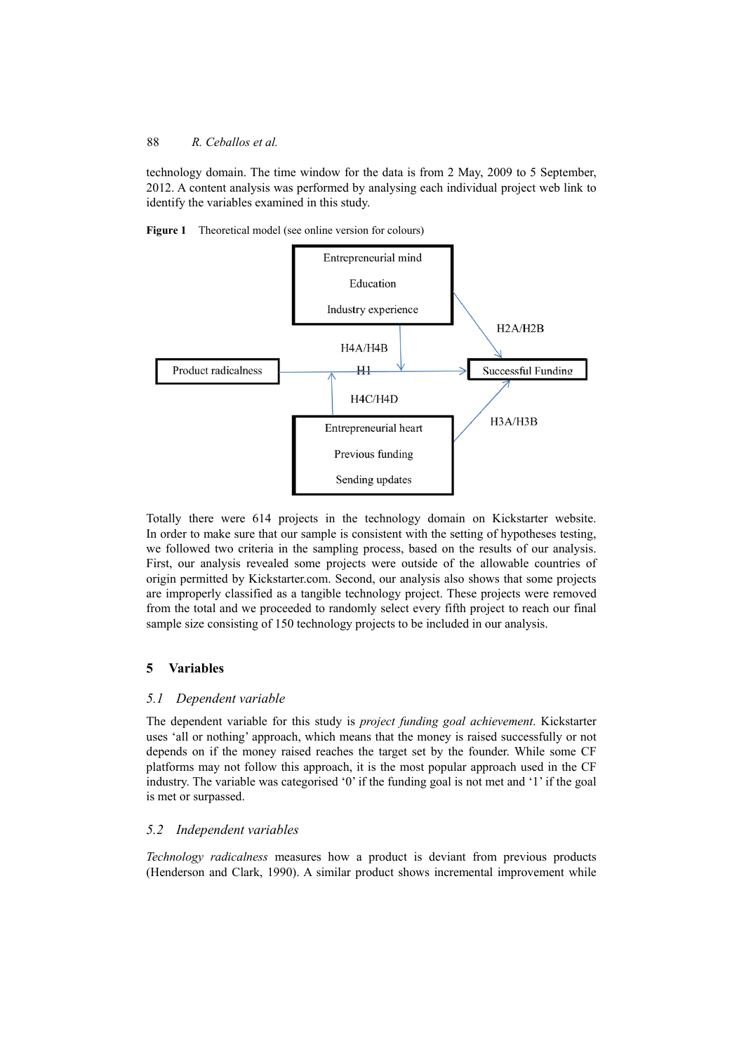technology domain. The time window for the data is from 2 May, 2009 to 5 September, 2012. A content analysis was performed by analysing each individual project web link to identify the variables examined in this study.

**Figure 1** Theoretical model (see online version for colours)

Entrepreneurial mind

Education

Industry experience

H2A/H2B

H4A/H4B

Product radicalness

H1

Successful Funding

H4C/H4D

H3A/H3B

Entrepreneurial heart

Previous funding

Sending updates

Totally there were 614 projects in the technology domain on Kickstarter website. In order to make sure that our sample is consistent with the setting of hypotheses testing, we followed two criteria in the sampling process, based on the results of our analysis. First, our analysis revealed some projects were outside of the allowable countries of origin permitted by Kickstarter.com. Second, our analysis also shows that some projects are improperly classified as a tangible technology project. These projects were removed from the total and we proceeded to randomly select every fifth project to reach our final sample size consisting of 150 technology projects to be included in our analysis.

## 5 Variables

### 5.1 Dependent variable

The dependent variable for this study is *project funding goal achievement*. Kickstarter uses 'all or nothing' approach, which means that the money is raised successfully or not depends on if the money raised reaches the target set by the founder. While some CF platforms may not follow this approach, it is the most popular approach used in the CF industry. The variable was categorised '0' if the funding goal is not met and '1' if the goal is met or surpassed.

### 5.2 Independent variables

*Technology radicalness* measures how a product is deviant from previous products (Henderson and Clark, 1990). A similar product shows incremental improvement while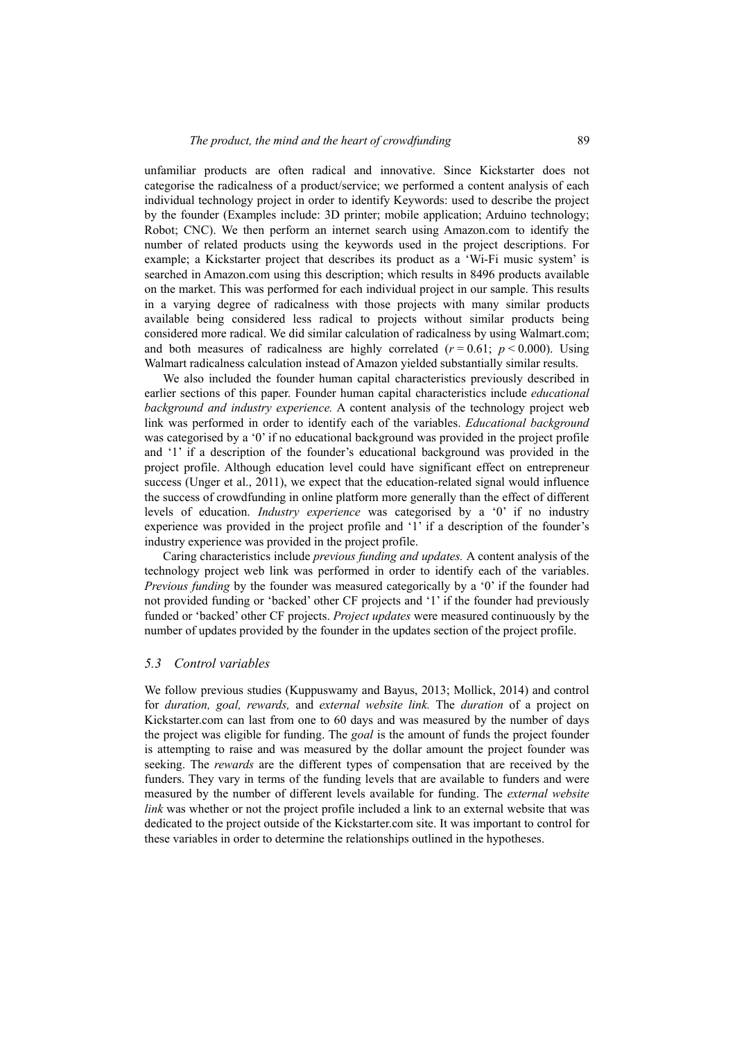unfamiliar products are often radical and innovative. Since Kickstarter does not categorise the radicalness of a product/service; we performed a content analysis of each individual technology project in order to identify Keywords: used to describe the project by the founder (Examples include: 3D printer; mobile application; Arduino technology; Robot; CNC). We then perform an internet search using Amazon.com to identify the number of related products using the keywords used in the project descriptions. For example; a Kickstarter project that describes its product as a 'Wi-Fi music system' is searched in Amazon.com using this description; which results in 8496 products available on the market. This was performed for each individual project in our sample. This results in a varying degree of radicalness with those projects with many similar products available being considered less radical to projects without similar products being considered more radical. We did similar calculation of radicalness by using Walmart.com; and both measures of radicalness are highly correlated ($r = 0.61$; $p < 0.000$). Using Walmart radicalness calculation instead of Amazon yielded substantially similar results.

We also included the founder human capital characteristics previously described in earlier sections of this paper. Founder human capital characteristics include *educational background and industry experience.* A content analysis of the technology project web link was performed in order to identify each of the variables. *Educational background* was categorised by a '0' if no educational background was provided in the project profile and '1' if a description of the founder's educational background was provided in the project profile. Although education level could have significant effect on entrepreneur success (Unger et al., 2011), we expect that the education-related signal would influence the success of crowdfunding in online platform more generally than the effect of different levels of education. *Industry experience* was categorised by a '0' if no industry experience was provided in the project profile and '1' if a description of the founder's industry experience was provided in the project profile.

Caring characteristics include *previous funding and updates.* A content analysis of the technology project web link was performed in order to identify each of the variables. *Previous funding* by the founder was measured categorically by a '0' if the founder had not provided funding or 'backed' other CF projects and '1' if the founder had previously funded or 'backed' other CF projects. *Project updates* were measured continuously by the number of updates provided by the founder in the updates section of the project profile.

### *5.3 Control variables*

We follow previous studies (Kuppuswamy and Bayus, 2013; Mollick, 2014) and control for *duration, goal, rewards,* and *external website link.* The *duration* of a project on Kickstarter.com can last from one to 60 days and was measured by the number of days the project was eligible for funding. The *goal* is the amount of funds the project founder is attempting to raise and was measured by the dollar amount the project founder was seeking. The *rewards* are the different types of compensation that are received by the funders. They vary in terms of the funding levels that are available to funders and were measured by the number of different levels available for funding. The *external website link* was whether or not the project profile included a link to an external website that was dedicated to the project outside of the Kickstarter.com site. It was important to control for these variables in order to determine the relationships outlined in the hypotheses.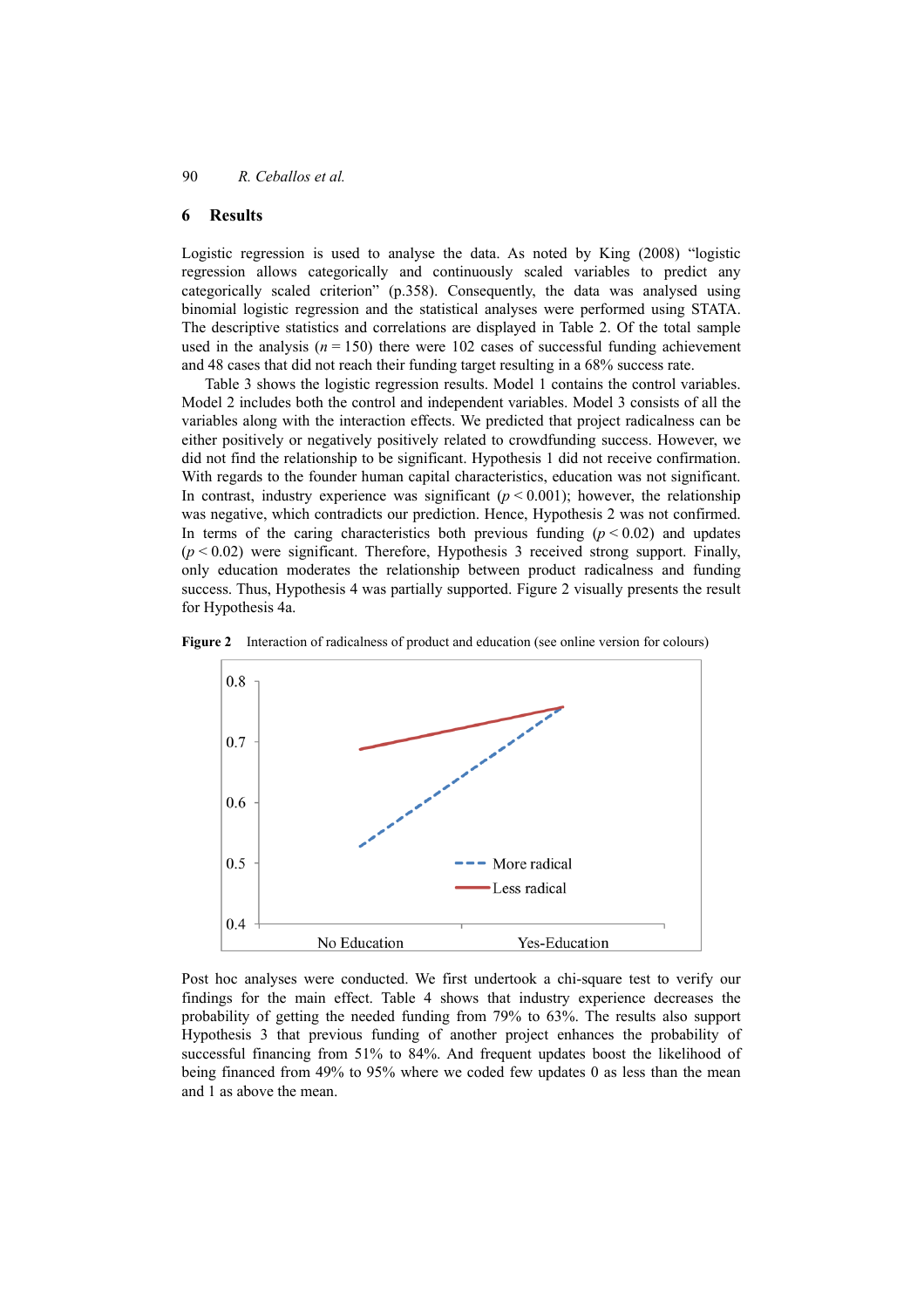## 6 Results

Logistic regression is used to analyse the data. As noted by King (2008) "logistic regression allows categorically and continuously scaled variables to predict any categorically scaled criterion" (p.358). Consequently, the data was analysed using binomial logistic regression and the statistical analyses were performed using STATA. The descriptive statistics and correlations are displayed in Table 2. Of the total sample used in the analysis ($n = 150$) there were 102 cases of successful funding achievement and 48 cases that did not reach their funding target resulting in a 68% success rate.

Table 3 shows the logistic regression results. Model 1 contains the control variables. Model 2 includes both the control and independent variables. Model 3 consists of all the variables along with the interaction effects. We predicted that project radicalness can be either positively or negatively positively related to crowdfunding success. However, we did not find the relationship to be significant. Hypothesis 1 did not receive confirmation. With regards to the founder human capital characteristics, education was not significant. In contrast, industry experience was significant ($p < 0.001$); however, the relationship was negative, which contradicts our prediction. Hence, Hypothesis 2 was not confirmed. In terms of the caring characteristics both previous funding ($p < 0.02$) and updates ($p < 0.02$) were significant. Therefore, Hypothesis 3 received strong support. Finally, only education moderates the relationship between product radicalness and funding success. Thus, Hypothesis 4 was partially supported. Figure 2 visually presents the result for Hypothesis 4a.

**Figure 2** Interaction of radicalness of product and education (see online version for colours)

Post hoc analyses were conducted. We first undertook a chi-square test to verify our findings for the main effect. Table 4 shows that industry experience decreases the probability of getting the needed funding from 79% to 63%. The results also support Hypothesis 3 that previous funding of another project enhances the probability of successful financing from 51% to 84%. And frequent updates boost the likelihood of being financed from 49% to 95% where we coded few updates 0 as less than the mean and 1 as above the mean.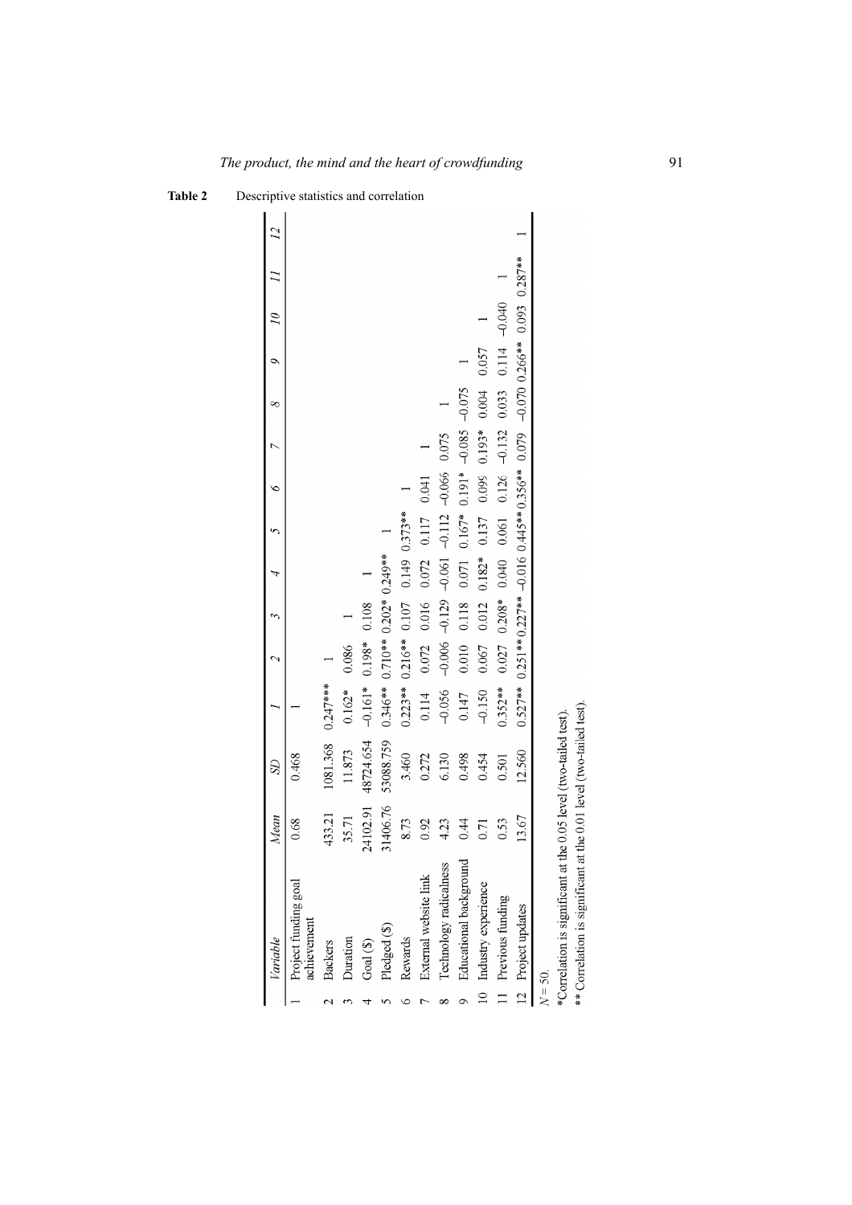**Table 2** Descriptive statistics and correlation

| | *Variable* | *Mean* | *SD* | *1* | *2* | *3* | *4* | *5* | *6* | *7* | *8* | *9* | *10* | *11* | *12* |
|---|---|---|---|---|---|---|---|---|---|---|---|---|---|---|---|
| 1 | Project funding goal achievement | 0.68 | 0.468 | 1 | | | | | | | | | | | |
| 2 | Backers | 433.21 | 1081.368 | 0.247*** | 1 | | | | | | | | | | |
| 3 | Duration | 35.71 | 11.873 | 0.162* | 0.086 | 1 | | | | | | | | | |
| 4 | Goal ($) | 24102.91 | 48724.654 | –0.161* | 0.198* | 0.108 | 1 | | | | | | | | |
| 5 | Pledged ($) | 31406.76 | 53088.759 | 0.346** | 0.710** | 0.202* | 0.249** | 1 | | | | | | | |
| 6 | Rewards | 8.73 | 3.460 | 0.223** | 0.216** | 0.107 | 0.149 | 0.373** | 1 | | | | | | |
| 7 | External website link | 0.92 | 0.272 | 0.114 | 0.072 | 0.016 | 0.072 | 0.117 | 0.041 | 1 | | | | | |
| 8 | Technology radicalness | 4.23 | 6.130 | –0.056 | –0.006 | –0.129 | –0.061 | –0.112 | –0.066 | 0.075 | 1 | | | | |
| 9 | Educational background | 0.44 | 0.498 | 0.147 | 0.010 | 0.118 | 0.071 | 0.167* | 0.191* | –0.085 | –0.075 | 1 | | | |
| 10 | Industry experience | 0.71 | 0.454 | –0.150 | 0.067 | 0.012 | 0.182* | 0.137 | 0.099 | 0.193* | 0.004 | 0.057 | 1 | | |
| 11 | Previous funding | 0.53 | 0.501 | 0.352** | 0.027 | 0.208* | 0.040 | 0.061 | 0.126 | –0.132 | 0.033 | 0.114 | –0.040 | 1 | |
| 12 | Project updates | 13.67 | 12.560 | 0.527** | 0.251** | 0.227** | –0.016 | 0.445** | 0.356** | 0.079 | –0.070 | 0.266** | 0.093 | 0.287** | 1 |

$N = 50$.

*Correlation is significant at the 0.05 level (two-tailed test).

** Correlation is significant at the 0.01 level (two-tailed test).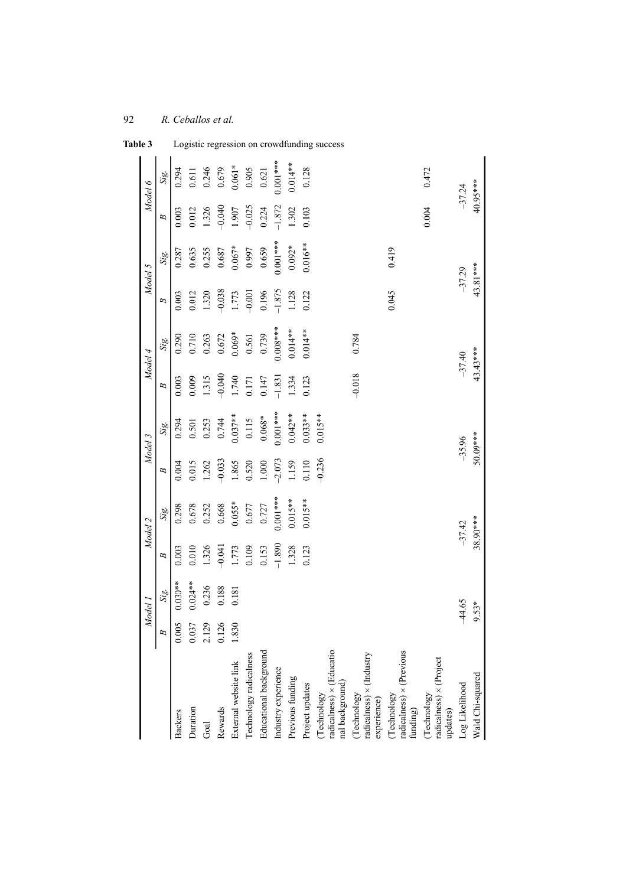**Table 3** Logistic regression on crowdfunding success

| | *Model 1* | | *Model 2* | | *Model 3* | | *Model 4* | | *Model 5* | | *Model 6* | |
|---|---|---|---|---|---|---|---|---|---|---|---|---|
| | *B* | *Sig.* | *B* | *Sig.* | *B* | *Sig.* | *B* | *Sig.* | *B* | *Sig.* | *B* | *Sig.* |
| Backers | 0.005 | 0.030** | 0.003 | 0.298 | 0.004 | 0.294 | 0.003 | 0.290 | 0.003 | 0.287 | 0.003 | 0.294 |
| Duration | 0.037 | 0.024** | 0.010 | 0.678 | 0.015 | 0.501 | 0.009 | 0.710 | 0.012 | 0.635 | 0.012 | 0.611 |
| Goal | 2.129 | 0.236 | 1.326 | 0.252 | 1.262 | 0.253 | 1.315 | 0.263 | 1.320 | 0.255 | 1.326 | 0.246 |
| Rewards | 0.126 | 0.188 | –0.041 | 0.668 | –0.033 | 0.744 | –0.040 | 0.672 | –0.038 | 0.687 | –0.040 | 0.679 |
| External website link | 1.830 | 0.181 | 1.773 | 0.055* | 1.865 | 0.037** | 1.740 | 0.069* | 1.773 | 0.067* | 1.907 | 0.061* |
| Technology radicalness | | | 0.109 | 0.677 | 0.520 | 0.115 | 0.171 | 0.561 | –0.001 | 0.997 | –0.025 | 0.905 |
| Educational background | | | 0.153 | 0.727 | 1.000 | 0.068* | 0.147 | 0.739 | 0.196 | 0.659 | 0.224 | 0.621 |
| Industry experience | | | –1.890 | 0.001*** | –2.073 | 0.001*** | –1.831 | 0.008*** | –1.875 | 0.001*** | –1.872 | 0.001*** |
| Previous funding | | | 1.328 | 0.015** | 1.159 | 0.042** | 1.334 | 0.014** | 1.128 | 0.092* | 1.302 | 0.014** |
| Project updates | | | 0.123 | 0.015** | 0.110 | 0.033** | 0.123 | 0.014** | 0.122 | 0.016** | 0.103 | 0.128 |
| (Technology radicalness) × (Educational background) | | | | | –0.236 | 0.015** | | | | | | |
| (Technology radicalness) × (Industry experience) | | | | | | | –0.018 | 0.784 | | | | |
| (Technology radicalness) × (Previous funding) | | | | | | | | | 0.045 | 0.419 | | |
| (Technology radicalness) × (Project updates) | | | | | | | | | | | 0.004 | 0.472 |
| Log Likelihood | –44.65 | | –37.42 | | –35.96 | | –37.40 | | –37.29 | | –37.24 | |
| Wald Chi-squared | 9.53* | | 38.90*** | | 50.09*** | | 43.43*** | | 43.81*** | | 40.95*** | |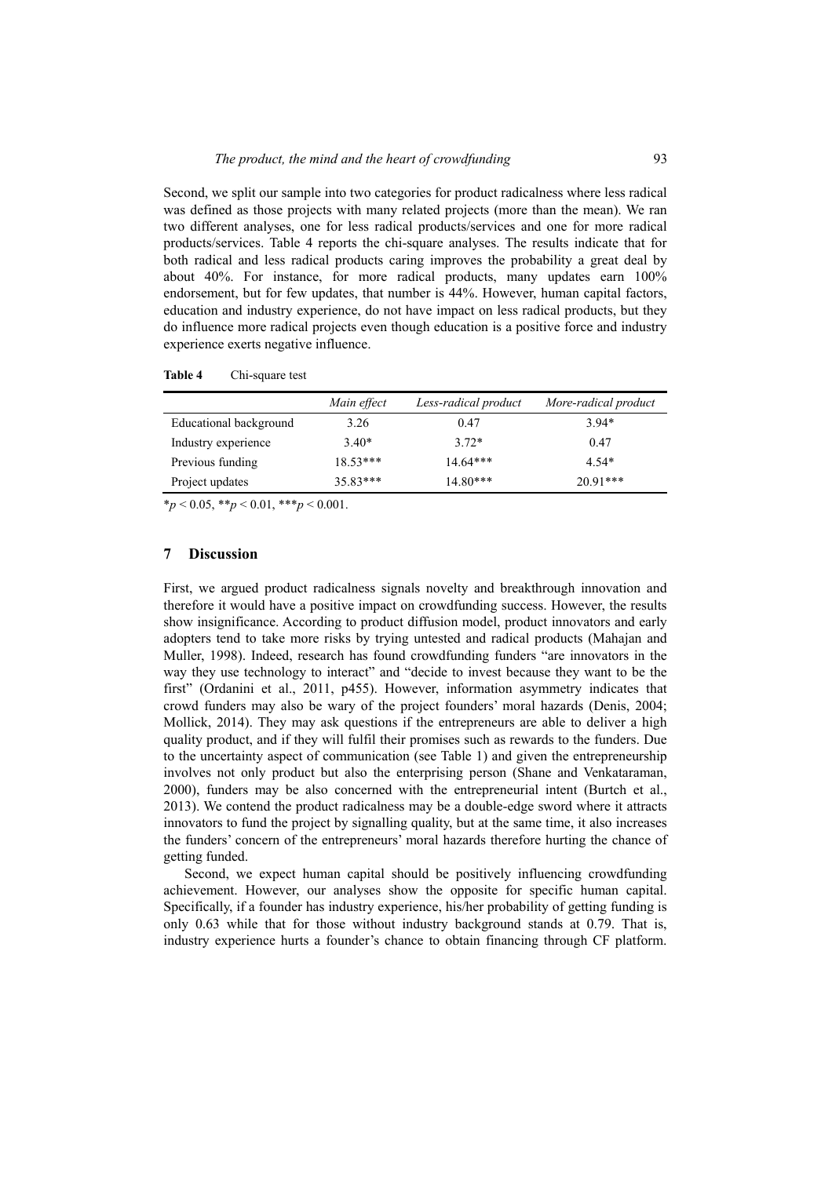Second, we split our sample into two categories for product radicalness where less radical was defined as those projects with many related projects (more than the mean). We ran two different analyses, one for less radical products/services and one for more radical products/services. Table 4 reports the chi-square analyses. The results indicate that for both radical and less radical products caring improves the probability a great deal by about 40%. For instance, for more radical products, many updates earn 100% endorsement, but for few updates, that number is 44%. However, human capital factors, education and industry experience, do not have impact on less radical products, but they do influence more radical projects even though education is a positive force and industry experience exerts negative influence.

**Table 4** Chi-square test

| | *Main effect* | *Less-radical product* | *More-radical product* |
|---|---|---|---|
| Educational background | 3.26 | 0.47 | 3.94* |
| Industry experience | 3.40* | 3.72* | 0.47 |
| Previous funding | 18.53*** | 14.64*** | 4.54* |
| Project updates | 35.83*** | 14.80*** | 20.91*** |

*$p < 0.05$, **$p < 0.01$, ***$p < 0.001$.

## 7 Discussion

First, we argued product radicalness signals novelty and breakthrough innovation and therefore it would have a positive impact on crowdfunding success. However, the results show insignificance. According to product diffusion model, product innovators and early adopters tend to take more risks by trying untested and radical products (Mahajan and Muller, 1998). Indeed, research has found crowdfunding funders "are innovators in the way they use technology to interact" and "decide to invest because they want to be the first" (Ordanini et al., 2011, p455). However, information asymmetry indicates that crowd funders may also be wary of the project founders' moral hazards (Denis, 2004; Mollick, 2014). They may ask questions if the entrepreneurs are able to deliver a high quality product, and if they will fulfil their promises such as rewards to the funders. Due to the uncertainty aspect of communication (see Table 1) and given the entrepreneurship involves not only product but also the enterprising person (Shane and Venkataraman, 2000), funders may be also concerned with the entrepreneurial intent (Burtch et al., 2013). We contend the product radicalness may be a double-edge sword where it attracts innovators to fund the project by signalling quality, but at the same time, it also increases the funders' concern of the entrepreneurs' moral hazards therefore hurting the chance of getting funded.

Second, we expect human capital should be positively influencing crowdfunding achievement. However, our analyses show the opposite for specific human capital. Specifically, if a founder has industry experience, his/her probability of getting funding is only 0.63 while that for those without industry background stands at 0.79. That is, industry experience hurts a founder's chance to obtain financing through CF platform.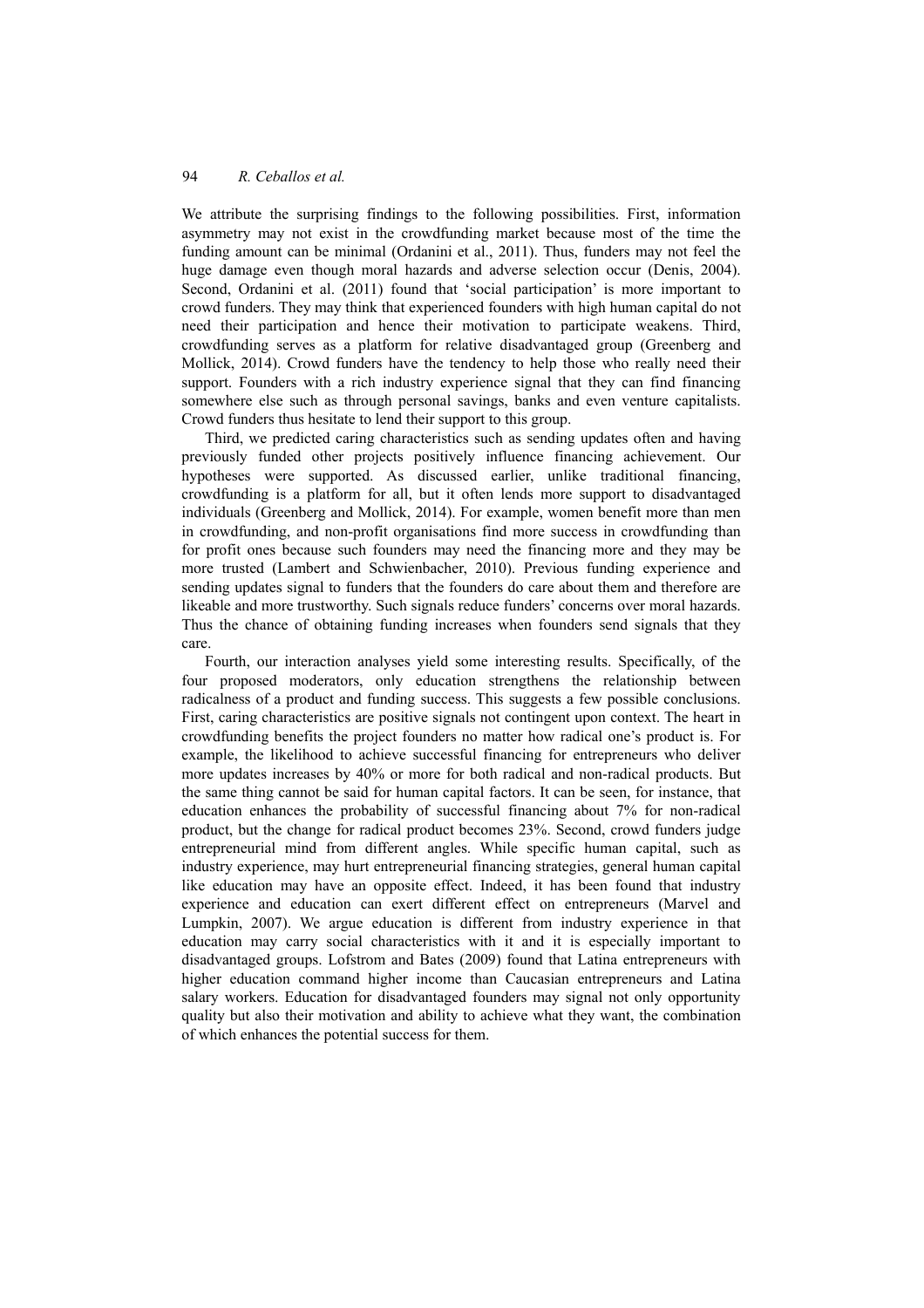We attribute the surprising findings to the following possibilities. First, information asymmetry may not exist in the crowdfunding market because most of the time the funding amount can be minimal (Ordanini et al., 2011). Thus, funders may not feel the huge damage even though moral hazards and adverse selection occur (Denis, 2004). Second, Ordanini et al. (2011) found that 'social participation' is more important to crowd funders. They may think that experienced founders with high human capital do not need their participation and hence their motivation to participate weakens. Third, crowdfunding serves as a platform for relative disadvantaged group (Greenberg and Mollick, 2014). Crowd funders have the tendency to help those who really need their support. Founders with a rich industry experience signal that they can find financing somewhere else such as through personal savings, banks and even venture capitalists. Crowd funders thus hesitate to lend their support to this group.

Third, we predicted caring characteristics such as sending updates often and having previously funded other projects positively influence financing achievement. Our hypotheses were supported. As discussed earlier, unlike traditional financing, crowdfunding is a platform for all, but it often lends more support to disadvantaged individuals (Greenberg and Mollick, 2014). For example, women benefit more than men in crowdfunding, and non-profit organisations find more success in crowdfunding than for profit ones because such founders may need the financing more and they may be more trusted (Lambert and Schwienbacher, 2010). Previous funding experience and sending updates signal to funders that the founders do care about them and therefore are likeable and more trustworthy. Such signals reduce funders' concerns over moral hazards. Thus the chance of obtaining funding increases when founders send signals that they care.

Fourth, our interaction analyses yield some interesting results. Specifically, of the four proposed moderators, only education strengthens the relationship between radicalness of a product and funding success. This suggests a few possible conclusions. First, caring characteristics are positive signals not contingent upon context. The heart in crowdfunding benefits the project founders no matter how radical one's product is. For example, the likelihood to achieve successful financing for entrepreneurs who deliver more updates increases by 40% or more for both radical and non-radical products. But the same thing cannot be said for human capital factors. It can be seen, for instance, that education enhances the probability of successful financing about 7% for non-radical product, but the change for radical product becomes 23%. Second, crowd funders judge entrepreneurial mind from different angles. While specific human capital, such as industry experience, may hurt entrepreneurial financing strategies, general human capital like education may have an opposite effect. Indeed, it has been found that industry experience and education can exert different effect on entrepreneurs (Marvel and Lumpkin, 2007). We argue education is different from industry experience in that education may carry social characteristics with it and it is especially important to disadvantaged groups. Lofstrom and Bates (2009) found that Latina entrepreneurs with higher education command higher income than Caucasian entrepreneurs and Latina salary workers. Education for disadvantaged founders may signal not only opportunity quality but also their motivation and ability to achieve what they want, the combination of which enhances the potential success for them.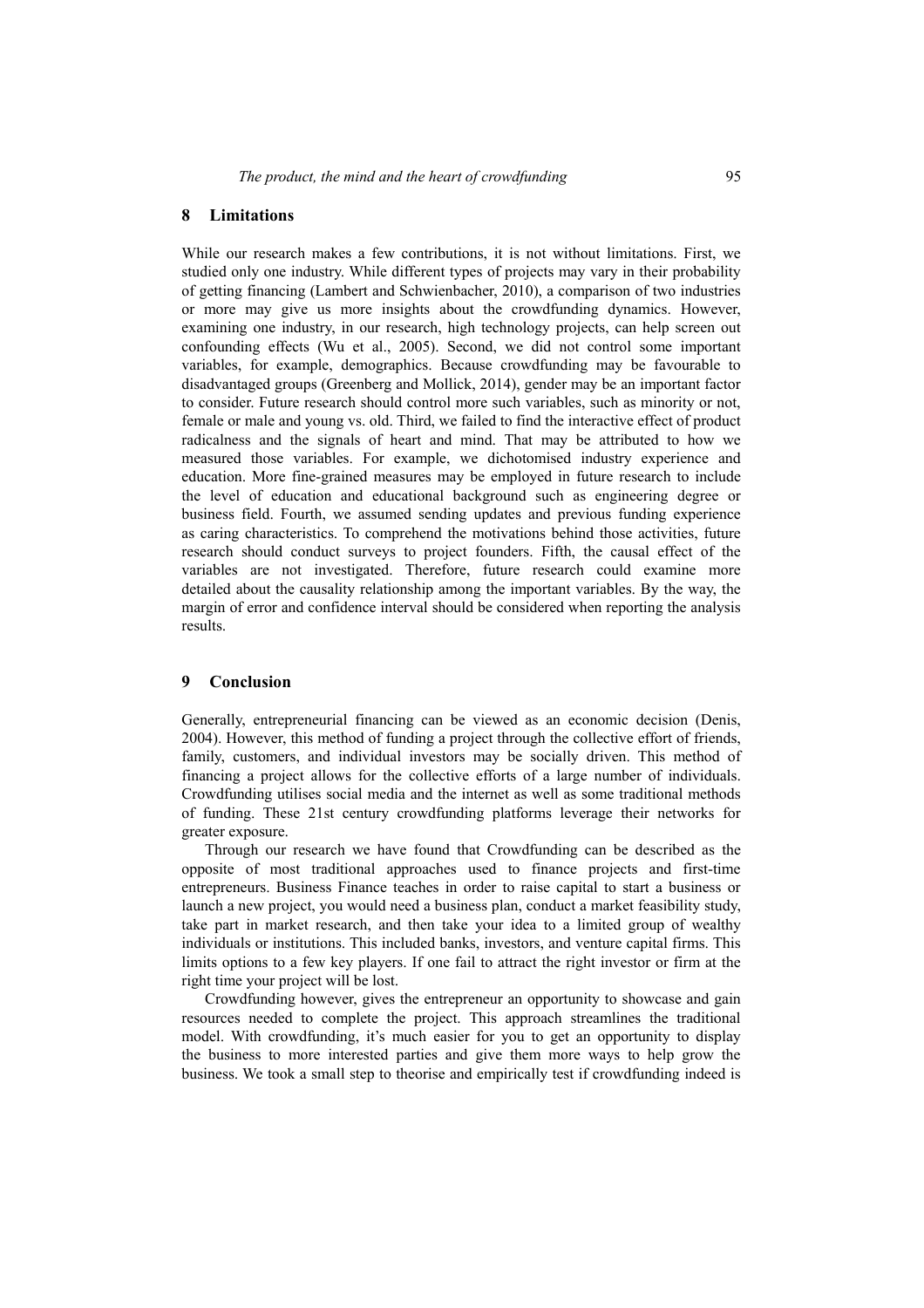## 8 Limitations

While our research makes a few contributions, it is not without limitations. First, we studied only one industry. While different types of projects may vary in their probability of getting financing (Lambert and Schwienbacher, 2010), a comparison of two industries or more may give us more insights about the crowdfunding dynamics. However, examining one industry, in our research, high technology projects, can help screen out confounding effects (Wu et al., 2005). Second, we did not control some important variables, for example, demographics. Because crowdfunding may be favourable to disadvantaged groups (Greenberg and Mollick, 2014), gender may be an important factor to consider. Future research should control more such variables, such as minority or not, female or male and young vs. old. Third, we failed to find the interactive effect of product radicalness and the signals of heart and mind. That may be attributed to how we measured those variables. For example, we dichotomised industry experience and education. More fine-grained measures may be employed in future research to include the level of education and educational background such as engineering degree or business field. Fourth, we assumed sending updates and previous funding experience as caring characteristics. To comprehend the motivations behind those activities, future research should conduct surveys to project founders. Fifth, the causal effect of the variables are not investigated. Therefore, future research could examine more detailed about the causality relationship among the important variables. By the way, the margin of error and confidence interval should be considered when reporting the analysis results.

## 9 Conclusion

Generally, entrepreneurial financing can be viewed as an economic decision (Denis, 2004). However, this method of funding a project through the collective effort of friends, family, customers, and individual investors may be socially driven. This method of financing a project allows for the collective efforts of a large number of individuals. Crowdfunding utilises social media and the internet as well as some traditional methods of funding. These 21st century crowdfunding platforms leverage their networks for greater exposure.

Through our research we have found that Crowdfunding can be described as the opposite of most traditional approaches used to finance projects and first-time entrepreneurs. Business Finance teaches in order to raise capital to start a business or launch a new project, you would need a business plan, conduct a market feasibility study, take part in market research, and then take your idea to a limited group of wealthy individuals or institutions. This included banks, investors, and venture capital firms. This limits options to a few key players. If one fail to attract the right investor or firm at the right time your project will be lost.

Crowdfunding however, gives the entrepreneur an opportunity to showcase and gain resources needed to complete the project. This approach streamlines the traditional model. With crowdfunding, it's much easier for you to get an opportunity to display the business to more interested parties and give them more ways to help grow the business. We took a small step to theorise and empirically test if crowdfunding indeed is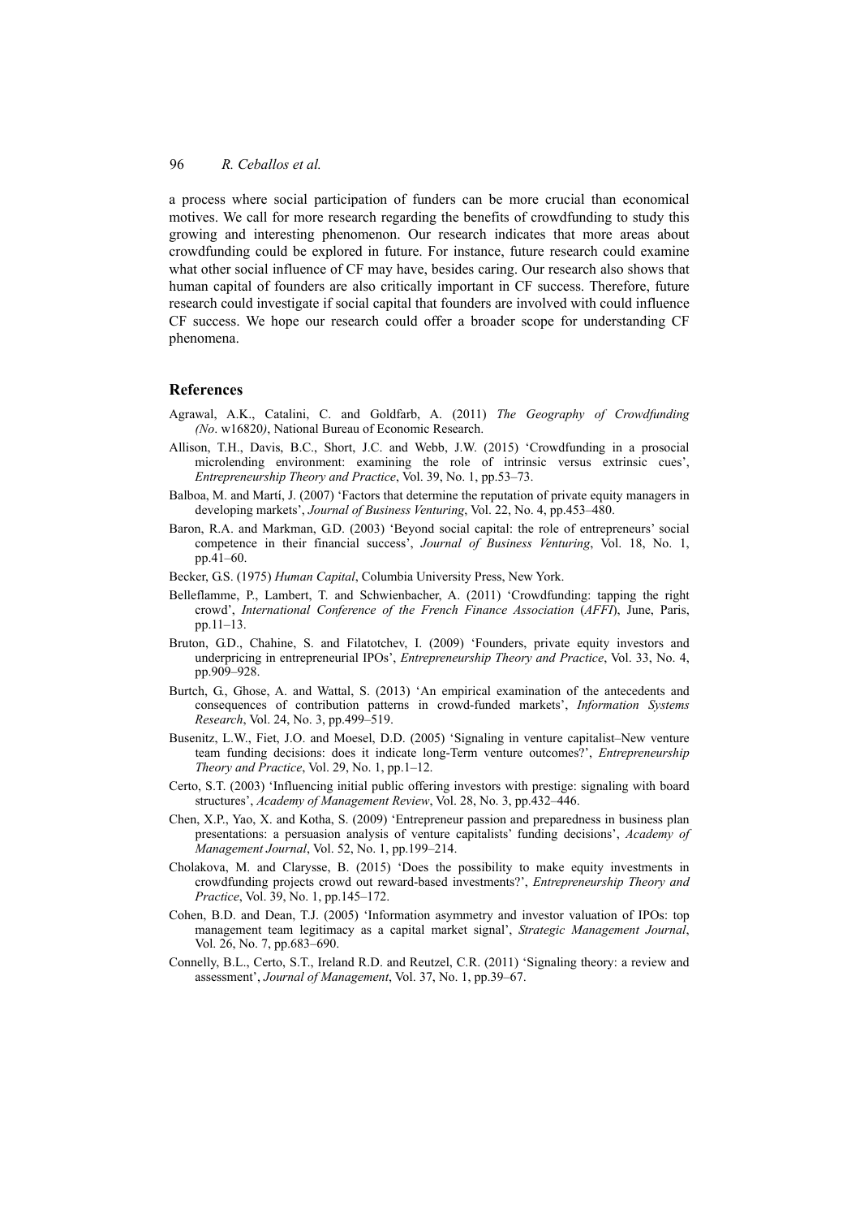a process where social participation of funders can be more crucial than economical motives. We call for more research regarding the benefits of crowdfunding to study this growing and interesting phenomenon. Our research indicates that more areas about crowdfunding could be explored in future. For instance, future research could examine what other social influence of CF may have, besides caring. Our research also shows that human capital of founders are also critically important in CF success. Therefore, future research could investigate if social capital that founders are involved with could influence CF success. We hope our research could offer a broader scope for understanding CF phenomena.

## References

Agrawal, A.K., Catalini, C. and Goldfarb, A. (2011) *The Geography of Crowdfunding (No*. w16820*)*, National Bureau of Economic Research.

Allison, T.H., Davis, B.C., Short, J.C. and Webb, J.W. (2015) 'Crowdfunding in a prosocial microlending environment: examining the role of intrinsic versus extrinsic cues', *Entrepreneurship Theory and Practice*, Vol. 39, No. 1, pp.53–73.

Balboa, M. and Martí, J. (2007) 'Factors that determine the reputation of private equity managers in developing markets', *Journal of Business Venturing*, Vol. 22, No. 4, pp.453–480.

Baron, R.A. and Markman, G.D. (2003) 'Beyond social capital: the role of entrepreneurs' social competence in their financial success', *Journal of Business Venturing*, Vol. 18, No. 1, pp.41–60.

Becker, G.S. (1975) *Human Capital*, Columbia University Press, New York.

Belleflamme, P., Lambert, T. and Schwienbacher, A. (2011) 'Crowdfunding: tapping the right crowd', *International Conference of the French Finance Association* (*AFFI*), June, Paris, pp.11–13.

Bruton, G.D., Chahine, S. and Filatotchev, I. (2009) 'Founders, private equity investors and underpricing in entrepreneurial IPOs', *Entrepreneurship Theory and Practice*, Vol. 33, No. 4, pp.909–928.

Burtch, G., Ghose, A. and Wattal, S. (2013) 'An empirical examination of the antecedents and consequences of contribution patterns in crowd-funded markets', *Information Systems Research*, Vol. 24, No. 3, pp.499–519.

Busenitz, L.W., Fiet, J.O. and Moesel, D.D. (2005) 'Signaling in venture capitalist–New venture team funding decisions: does it indicate long-Term venture outcomes?', *Entrepreneurship Theory and Practice*, Vol. 29, No. 1, pp.1–12.

Certo, S.T. (2003) 'Influencing initial public offering investors with prestige: signaling with board structures', *Academy of Management Review*, Vol. 28, No. 3, pp.432–446.

Chen, X.P., Yao, X. and Kotha, S. (2009) 'Entrepreneur passion and preparedness in business plan presentations: a persuasion analysis of venture capitalists' funding decisions', *Academy of Management Journal*, Vol. 52, No. 1, pp.199–214.

Cholakova, M. and Clarysse, B. (2015) 'Does the possibility to make equity investments in crowdfunding projects crowd out reward-based investments?', *Entrepreneurship Theory and Practice*, Vol. 39, No. 1, pp.145–172.

Cohen, B.D. and Dean, T.J. (2005) 'Information asymmetry and investor valuation of IPOs: top management team legitimacy as a capital market signal', *Strategic Management Journal*, Vol. 26, No. 7, pp.683–690.

Connelly, B.L., Certo, S.T., Ireland R.D. and Reutzel, C.R. (2011) 'Signaling theory: a review and assessment', *Journal of Management*, Vol. 37, No. 1, pp.39–67.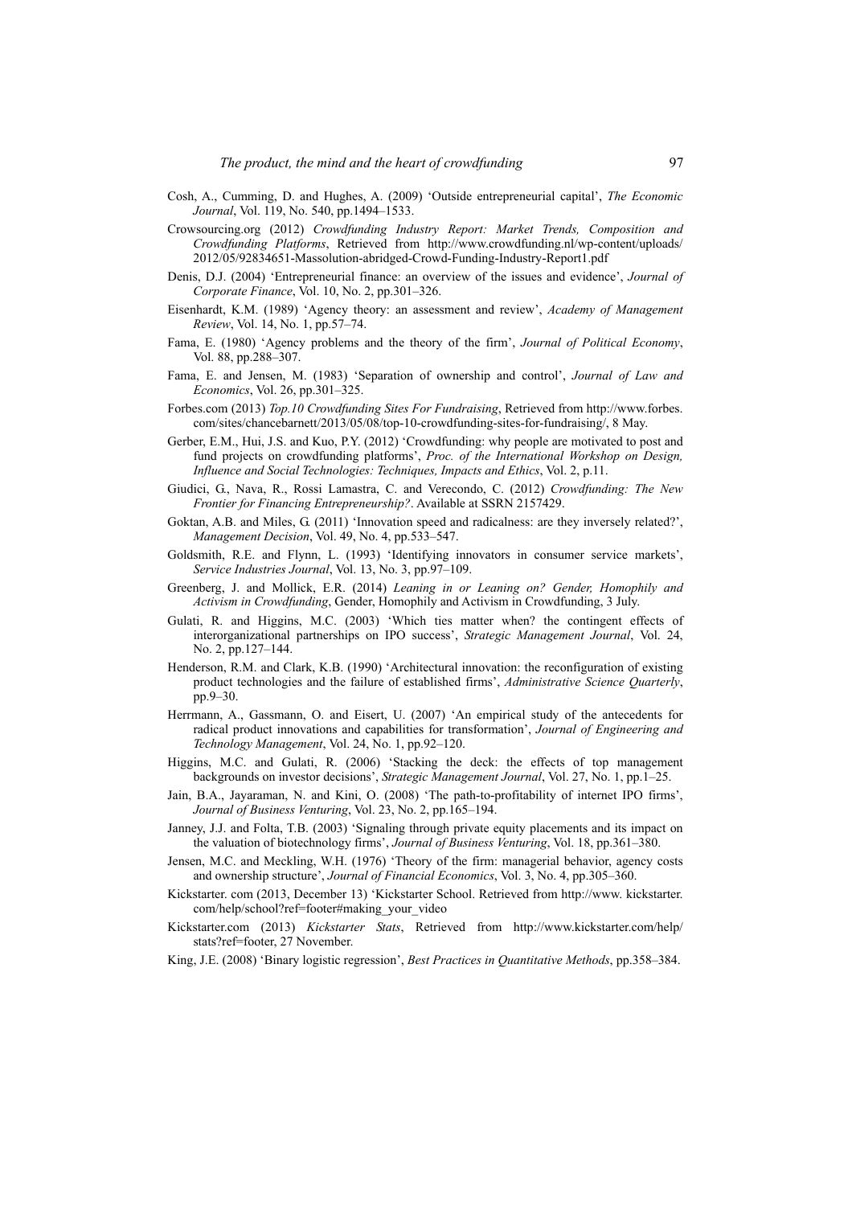Cosh, A., Cumming, D. and Hughes, A. (2009) 'Outside entrepreneurial capital', *The Economic Journal*, Vol. 119, No. 540, pp.1494–1533.

Crowsourcing.org (2012) *Crowdfunding Industry Report: Market Trends, Composition and Crowdfunding Platforms*, Retrieved from http://www.crowdfunding.nl/wp-content/uploads/2012/05/92834651-Massolution-abridged-Crowd-Funding-Industry-Report1.pdf

Denis, D.J. (2004) 'Entrepreneurial finance: an overview of the issues and evidence', *Journal of Corporate Finance*, Vol. 10, No. 2, pp.301–326.

Eisenhardt, K.M. (1989) 'Agency theory: an assessment and review', *Academy of Management Review*, Vol. 14, No. 1, pp.57–74.

Fama, E. (1980) 'Agency problems and the theory of the firm', *Journal of Political Economy*, Vol. 88, pp.288–307.

Fama, E. and Jensen, M. (1983) 'Separation of ownership and control', *Journal of Law and Economics*, Vol. 26, pp.301–325.

Forbes.com (2013) *Top.10 Crowdfunding Sites For Fundraising*, Retrieved from http://www.forbes.com/sites/chancebarnett/2013/05/08/top-10-crowdfunding-sites-for-fundraising/, 8 May.

Gerber, E.M., Hui, J.S. and Kuo, P.Y. (2012) 'Crowdfunding: why people are motivated to post and fund projects on crowdfunding platforms', *Proc. of the International Workshop on Design, Influence and Social Technologies: Techniques, Impacts and Ethics*, Vol. 2, p.11.

Giudici, G., Nava, R., Rossi Lamastra, C. and Verecondo, C. (2012) *Crowdfunding: The New Frontier for Financing Entrepreneurship?*. Available at SSRN 2157429.

Goktan, A.B. and Miles, G. (2011) 'Innovation speed and radicalness: are they inversely related?', *Management Decision*, Vol. 49, No. 4, pp.533–547.

Goldsmith, R.E. and Flynn, L. (1993) 'Identifying innovators in consumer service markets', *Service Industries Journal*, Vol. 13, No. 3, pp.97–109.

Greenberg, J. and Mollick, E.R. (2014) *Leaning in or Leaning on? Gender, Homophily and Activism in Crowdfunding*, Gender, Homophily and Activism in Crowdfunding, 3 July.

Gulati, R. and Higgins, M.C. (2003) 'Which ties matter when? the contingent effects of interorganizational partnerships on IPO success', *Strategic Management Journal*, Vol. 24, No. 2, pp.127–144.

Henderson, R.M. and Clark, K.B. (1990) 'Architectural innovation: the reconfiguration of existing product technologies and the failure of established firms', *Administrative Science Quarterly*, pp.9–30.

Herrmann, A., Gassmann, O. and Eisert, U. (2007) 'An empirical study of the antecedents for radical product innovations and capabilities for transformation', *Journal of Engineering and Technology Management*, Vol. 24, No. 1, pp.92–120.

Higgins, M.C. and Gulati, R. (2006) 'Stacking the deck: the effects of top management backgrounds on investor decisions', *Strategic Management Journal*, Vol. 27, No. 1, pp.1–25.

Jain, B.A., Jayaraman, N. and Kini, O. (2008) 'The path-to-profitability of internet IPO firms', *Journal of Business Venturing*, Vol. 23, No. 2, pp.165–194.

Janney, J.J. and Folta, T.B. (2003) 'Signaling through private equity placements and its impact on the valuation of biotechnology firms', *Journal of Business Venturing*, Vol. 18, pp.361–380.

Jensen, M.C. and Meckling, W.H. (1976) 'Theory of the firm: managerial behavior, agency costs and ownership structure', *Journal of Financial Economics*, Vol. 3, No. 4, pp.305–360.

Kickstarter. com (2013, December 13) 'Kickstarter School. Retrieved from http://www. kickstarter. com/help/school?ref=footer#making_your_video

Kickstarter.com (2013) *Kickstarter Stats*, Retrieved from http://www.kickstarter.com/help/stats?ref=footer, 27 November.

King, J.E. (2008) 'Binary logistic regression', *Best Practices in Quantitative Methods*, pp.358–384.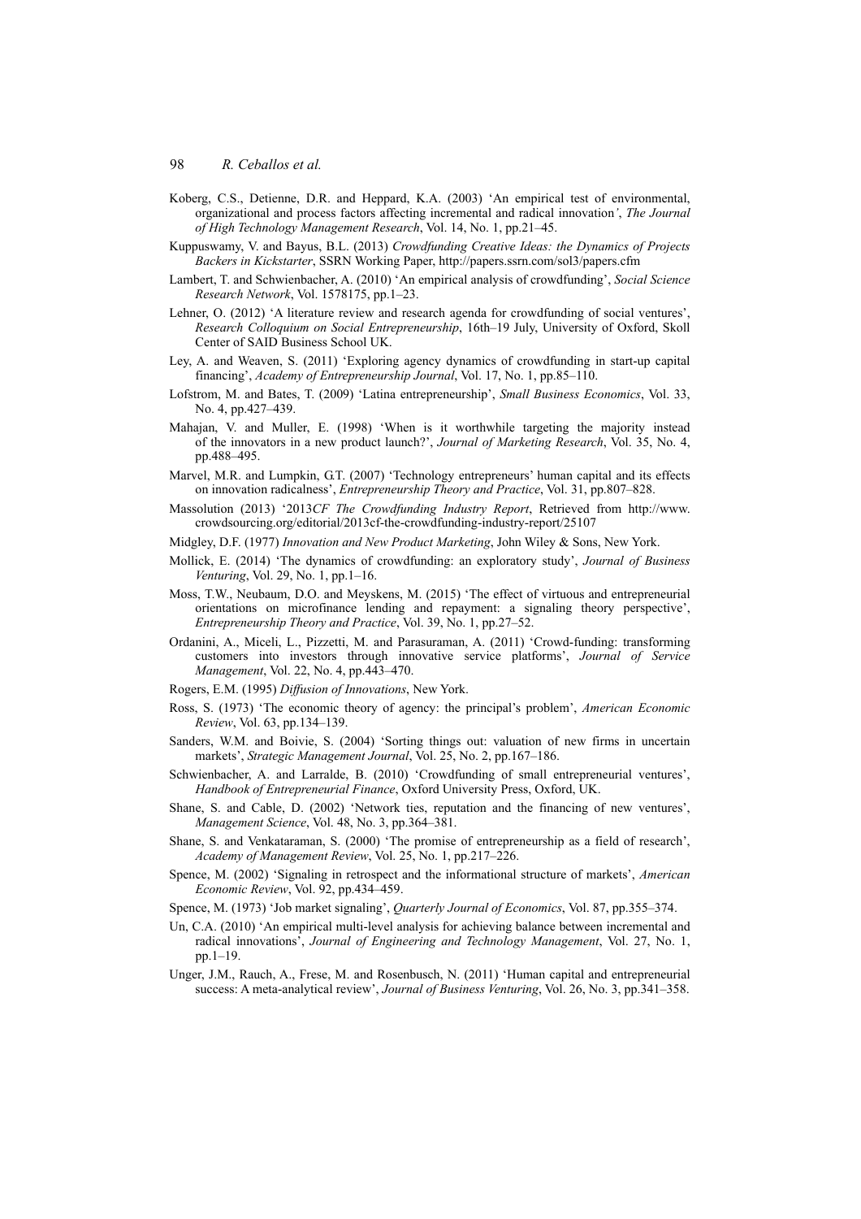Koberg, C.S., Detienne, D.R. and Heppard, K.A. (2003) 'An empirical test of environmental, organizational and process factors affecting incremental and radical innovation', *The Journal of High Technology Management Research*, Vol. 14, No. 1, pp.21–45.

Kuppuswamy, V. and Bayus, B.L. (2013) *Crowdfunding Creative Ideas: the Dynamics of Projects Backers in Kickstarter*, SSRN Working Paper, http://papers.ssrn.com/sol3/papers.cfm

Lambert, T. and Schwienbacher, A. (2010) 'An empirical analysis of crowdfunding', *Social Science Research Network*, Vol. 1578175, pp.1–23.

Lehner, O. (2012) 'A literature review and research agenda for crowdfunding of social ventures', *Research Colloquium on Social Entrepreneurship*, 16th–19 July, University of Oxford, Skoll Center of SAID Business School UK.

Ley, A. and Weaven, S. (2011) 'Exploring agency dynamics of crowdfunding in start-up capital financing', *Academy of Entrepreneurship Journal*, Vol. 17, No. 1, pp.85–110.

Lofstrom, M. and Bates, T. (2009) 'Latina entrepreneurship', *Small Business Economics*, Vol. 33, No. 4, pp.427–439.

Mahajan, V. and Muller, E. (1998) 'When is it worthwhile targeting the majority instead of the innovators in a new product launch?', *Journal of Marketing Research*, Vol. 35, No. 4, pp.488–495.

Marvel, M.R. and Lumpkin, G.T. (2007) 'Technology entrepreneurs' human capital and its effects on innovation radicalness', *Entrepreneurship Theory and Practice*, Vol. 31, pp.807–828.

Massolution (2013) '2013*CF The Crowdfunding Industry Report*, Retrieved from http://www.crowdsourcing.org/editorial/2013cf-the-crowdfunding-industry-report/25107

Midgley, D.F. (1977) *Innovation and New Product Marketing*, John Wiley & Sons, New York.

Mollick, E. (2014) 'The dynamics of crowdfunding: an exploratory study', *Journal of Business Venturing*, Vol. 29, No. 1, pp.1–16.

Moss, T.W., Neubaum, D.O. and Meyskens, M. (2015) 'The effect of virtuous and entrepreneurial orientations on microfinance lending and repayment: a signaling theory perspective', *Entrepreneurship Theory and Practice*, Vol. 39, No. 1, pp.27–52.

Ordanini, A., Miceli, L., Pizzetti, M. and Parasuraman, A. (2011) 'Crowd-funding: transforming customers into investors through innovative service platforms', *Journal of Service Management*, Vol. 22, No. 4, pp.443–470.

Rogers, E.M. (1995) *Diffusion of Innovations*, New York.

Ross, S. (1973) 'The economic theory of agency: the principal's problem', *American Economic Review*, Vol. 63, pp.134–139.

Sanders, W.M. and Boivie, S. (2004) 'Sorting things out: valuation of new firms in uncertain markets', *Strategic Management Journal*, Vol. 25, No. 2, pp.167–186.

Schwienbacher, A. and Larralde, B. (2010) 'Crowdfunding of small entrepreneurial ventures', *Handbook of Entrepreneurial Finance*, Oxford University Press, Oxford, UK.

Shane, S. and Cable, D. (2002) 'Network ties, reputation and the financing of new ventures', *Management Science*, Vol. 48, No. 3, pp.364–381.

Shane, S. and Venkataraman, S. (2000) 'The promise of entrepreneurship as a field of research', *Academy of Management Review*, Vol. 25, No. 1, pp.217–226.

Spence, M. (2002) 'Signaling in retrospect and the informational structure of markets', *American Economic Review*, Vol. 92, pp.434–459.

Spence, M. (1973) 'Job market signaling', *Quarterly Journal of Economics*, Vol. 87, pp.355–374.

Un, C.A. (2010) 'An empirical multi-level analysis for achieving balance between incremental and radical innovations', *Journal of Engineering and Technology Management*, Vol. 27, No. 1, pp.1–19.

Unger, J.M., Rauch, A., Frese, M. and Rosenbusch, N. (2011) 'Human capital and entrepreneurial success: A meta-analytical review', *Journal of Business Venturing*, Vol. 26, No. 3, pp.341–358.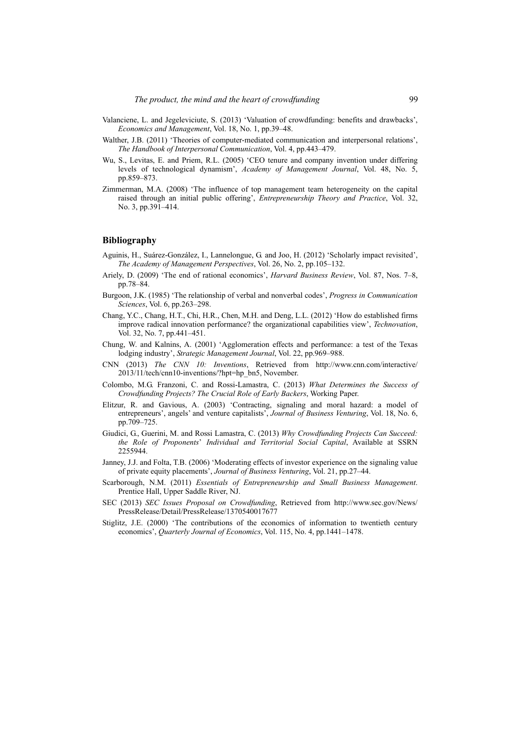Valanciene, L. and Jegeleviciute, S. (2013) 'Valuation of crowdfunding: benefits and drawbacks', *Economics and Management*, Vol. 18, No. 1, pp.39–48.

Walther, J.B. (2011) 'Theories of computer-mediated communication and interpersonal relations', *The Handbook of Interpersonal Communication*, Vol. 4, pp.443–479.

Wu, S., Levitas, E. and Priem, R.L. (2005) 'CEO tenure and company invention under differing levels of technological dynamism', *Academy of Management Journal*, Vol. 48, No. 5, pp.859–873.

Zimmerman, M.A. (2008) 'The influence of top management team heterogeneity on the capital raised through an initial public offering', *Entrepreneurship Theory and Practice*, Vol. 32, No. 3, pp.391–414.

## Bibliography

Aguinis, H., Suárez-González, I., Lannelongue, G. and Joo, H. (2012) 'Scholarly impact revisited', *The Academy of Management Perspectives*, Vol. 26, No. 2, pp.105–132.

Ariely, D. (2009) 'The end of rational economics', *Harvard Business Review*, Vol. 87, Nos. 7–8, pp.78–84.

Burgoon, J.K. (1985) 'The relationship of verbal and nonverbal codes', *Progress in Communication Sciences*, Vol. 6, pp.263–298.

Chang, Y.C., Chang, H.T., Chi, H.R., Chen, M.H. and Deng, L.L. (2012) 'How do established firms improve radical innovation performance? the organizational capabilities view', *Technovation*, Vol. 32, No. 7, pp.441–451.

Chung, W. and Kalnins, A. (2001) 'Agglomeration effects and performance: a test of the Texas lodging industry', *Strategic Management Journal*, Vol. 22, pp.969–988.

CNN (2013) *The CNN 10: Inventions*, Retrieved from http://www.cnn.com/interactive/2013/11/tech/cnn10-inventions/?hpt=hp_bn5, November.

Colombo, M.G. Franzoni, C. and Rossi-Lamastra, C. (2013) *What Determines the Success of Crowdfunding Projects? The Crucial Role of Early Backers*, Working Paper.

Elitzur, R. and Gavious, A. (2003) 'Contracting, signaling and moral hazard: a model of entrepreneurs', angels' and venture capitalists', *Journal of Business Venturing*, Vol. 18, No. 6, pp.709–725.

Giudici, G., Guerini, M. and Rossi Lamastra, C. (2013) *Why Crowdfunding Projects Can Succeed: the Role of Proponents' Individual and Territorial Social Capital*, Available at SSRN 2255944.

Janney, J.J. and Folta, T.B. (2006) 'Moderating effects of investor experience on the signaling value of private equity placements', *Journal of Business Venturing*, Vol. 21, pp.27–44.

Scarborough, N.M. (2011) *Essentials of Entrepreneurship and Small Business Management*. Prentice Hall, Upper Saddle River, NJ.

SEC (2013) *SEC Issues Proposal on Crowdfunding*, Retrieved from http://www.sec.gov/News/PressRelease/Detail/PressRelease/1370540017677

Stiglitz, J.E. (2000) 'The contributions of the economics of information to twentieth century economics', *Quarterly Journal of Economics*, Vol. 115, No. 4, pp.1441–1478.